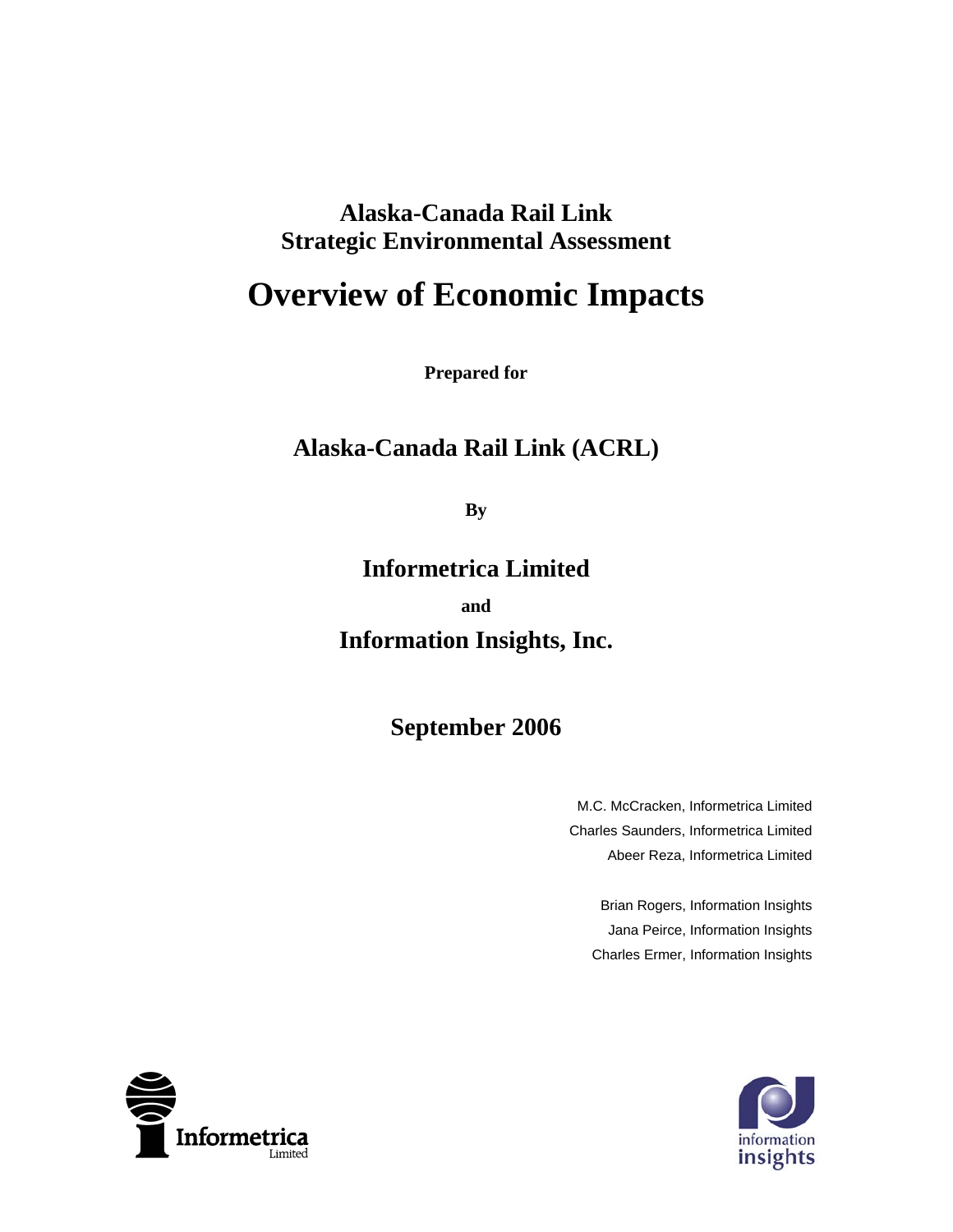**Alaska-Canada Rail Link**
**Strategic Environmental Assessment**

# Overview of Economic Impacts

**Prepared for**

## Alaska-Canada Rail Link (ACRL)

**By**

## Informetrica Limited

**and**

## Information Insights, Inc.

## September 2006

M.C. McCracken, Informetrica Limited
Charles Saunders, Informetrica Limited
Abeer Reza, Informetrica Limited

Brian Rogers, Information Insights
Jana Peirce, Information Insights
Charles Ermer, Information Insights

Informetrica Limited

information insights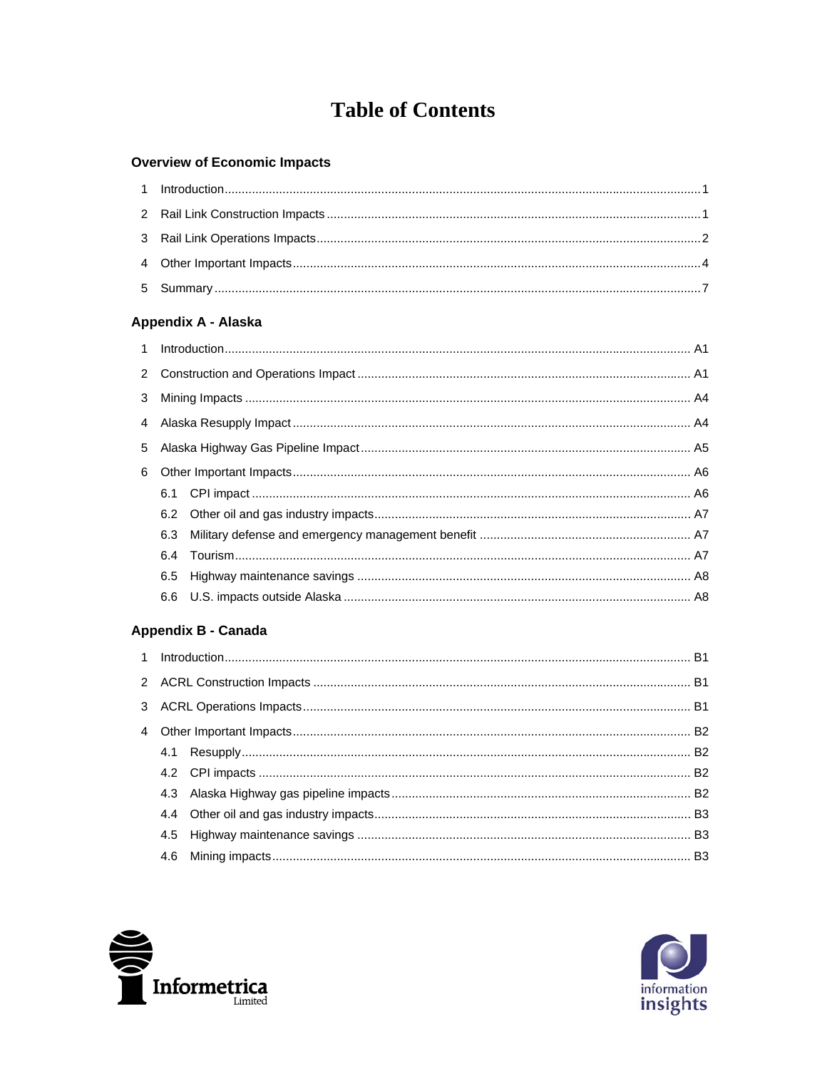# Table of Contents

## Overview of Economic Impacts

1 Introduction ........ 1

2 Rail Link Construction Impacts ........ 1

3 Rail Link Operations Impacts ........ 2

4 Other Important Impacts ........ 4

5 Summary ........ 7

## Appendix A - Alaska

1 Introduction ........ A1

2 Construction and Operations Impact ........ A1

3 Mining Impacts ........ A4

4 Alaska Resupply Impact ........ A4

5 Alaska Highway Gas Pipeline Impact ........ A5

6 Other Important Impacts ........ A6

- 6.1 CPI impact ........ A6
- 6.2 Other oil and gas industry impacts ........ A7
- 6.3 Military defense and emergency management benefit ........ A7
- 6.4 Tourism ........ A7
- 6.5 Highway maintenance savings ........ A8
- 6.6 U.S. impacts outside Alaska ........ A8

## Appendix B - Canada

1 Introduction ........ B1

2 ACRL Construction Impacts ........ B1

3 ACRL Operations Impacts ........ B1

4 Other Important Impacts ........ B2

- 4.1 Resupply ........ B2
- 4.2 CPI impacts ........ B2
- 4.3 Alaska Highway gas pipeline impacts ........ B2
- 4.4 Other oil and gas industry impacts ........ B3
- 4.5 Highway maintenance savings ........ B3
- 4.6 Mining impacts ........ B3

Informetrica Limited

information insights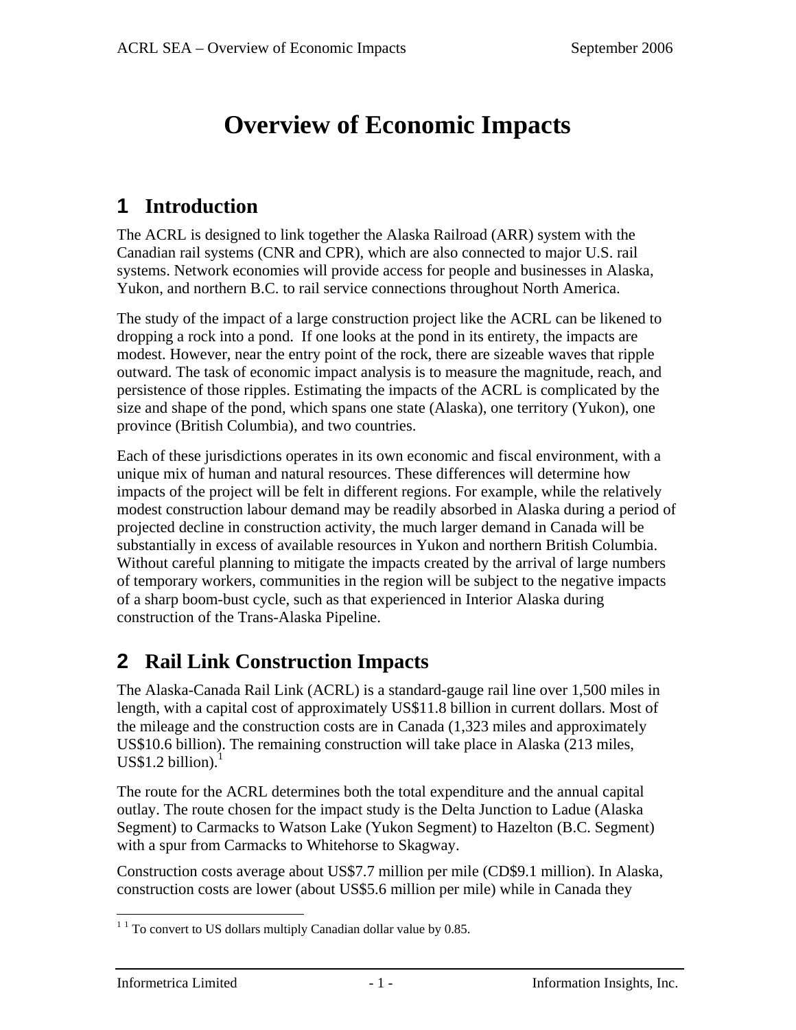# Overview of Economic Impacts

## 1 Introduction

The ACRL is designed to link together the Alaska Railroad (ARR) system with the Canadian rail systems (CNR and CPR), which are also connected to major U.S. rail systems. Network economies will provide access for people and businesses in Alaska, Yukon, and northern B.C. to rail service connections throughout North America.

The study of the impact of a large construction project like the ACRL can be likened to dropping a rock into a pond. If one looks at the pond in its entirety, the impacts are modest. However, near the entry point of the rock, there are sizeable waves that ripple outward. The task of economic impact analysis is to measure the magnitude, reach, and persistence of those ripples. Estimating the impacts of the ACRL is complicated by the size and shape of the pond, which spans one state (Alaska), one territory (Yukon), one province (British Columbia), and two countries.

Each of these jurisdictions operates in its own economic and fiscal environment, with a unique mix of human and natural resources. These differences will determine how impacts of the project will be felt in different regions. For example, while the relatively modest construction labour demand may be readily absorbed in Alaska during a period of projected decline in construction activity, the much larger demand in Canada will be substantially in excess of available resources in Yukon and northern British Columbia. Without careful planning to mitigate the impacts created by the arrival of large numbers of temporary workers, communities in the region will be subject to the negative impacts of a sharp boom-bust cycle, such as that experienced in Interior Alaska during construction of the Trans-Alaska Pipeline.

## 2 Rail Link Construction Impacts

The Alaska-Canada Rail Link (ACRL) is a standard-gauge rail line over 1,500 miles in length, with a capital cost of approximately US$11.8 billion in current dollars. Most of the mileage and the construction costs are in Canada (1,323 miles and approximately US$10.6 billion). The remaining construction will take place in Alaska (213 miles, US$1.2 billion).[1]

The route for the ACRL determines both the total expenditure and the annual capital outlay. The route chosen for the impact study is the Delta Junction to Ladue (Alaska Segment) to Carmacks to Watson Lake (Yukon Segment) to Hazelton (B.C. Segment) with a spur from Carmacks to Whitehorse to Skagway.

Construction costs average about US$7.7 million per mile (CD$9.1 million). In Alaska, construction costs are lower (about US$5.6 million per mile) while in Canada they

---

[1] To convert to US dollars multiply Canadian dollar value by 0.85.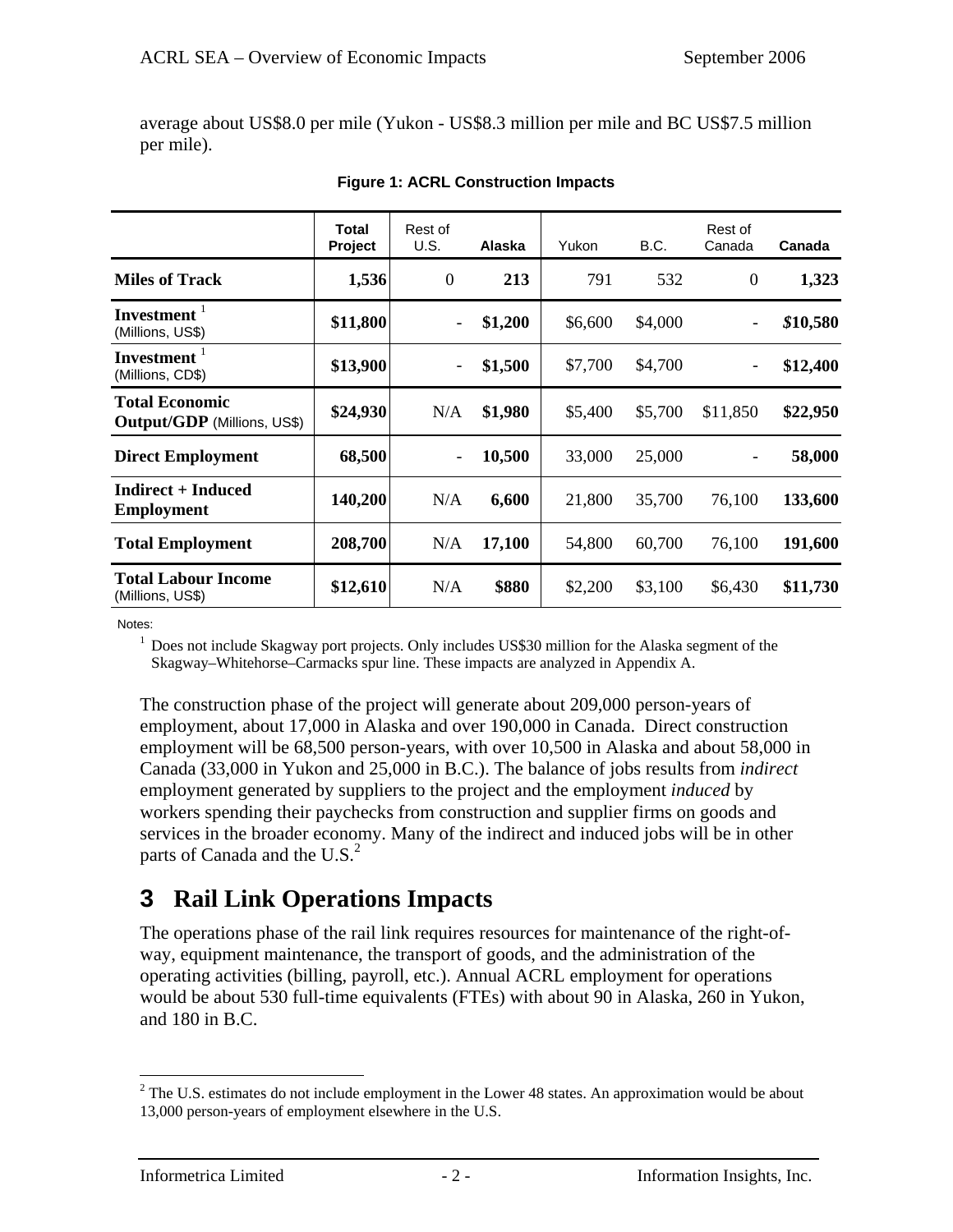average about US$8.0 per mile (Yukon - US$8.3 million per mile and BC US$7.5 million per mile).

**Figure 1: ACRL Construction Impacts**

| | Total Project | Rest of U.S. | Alaska | Yukon | B.C. | Rest of Canada | Canada |
|---|---|---|---|---|---|---|---|
| **Miles of Track** | **1,536** | 0 | **213** | 791 | 532 | 0 | **1,323** |
| **Investment** [1] (Millions, US$) | **$11,800** | - | **$1,200** | $6,600 | $4,000 | - | ***$*10,580** |
| **Investment** [1] (Millions, CD$) | **$13,900** | - | **$1,500** | $7,700 | $4,700 | - | **$12,400** |
| **Total Economic Output/GDP** (Millions, US$) | **$24,930** | N/A | **$1,980** | $5,400 | $5,700 | $11,850 | **$22,950** |
| **Direct Employment** | **68,500** | - | **10,500** | 33,000 | 25,000 | - | **58,000** |
| **Indirect + Induced Employment** | **140,200** | N/A | **6,600** | 21,800 | 35,700 | 76,100 | **133,600** |
| **Total Employment** | **208,700** | N/A | **17,100** | 54,800 | 60,700 | 76,100 | **191,600** |
| **Total Labour Income** (Millions, US$) | **$12,610** | N/A | **$880** | $2,200 | $3,100 | $6,430 | **$11,730** |

Notes:

[1] Does not include Skagway port projects. Only includes US$30 million for the Alaska segment of the Skagway–Whitehorse–Carmacks spur line. These impacts are analyzed in Appendix A.

The construction phase of the project will generate about 209,000 person-years of employment, about 17,000 in Alaska and over 190,000 in Canada. Direct construction employment will be 68,500 person-years, with over 10,500 in Alaska and about 58,000 in Canada (33,000 in Yukon and 25,000 in B.C.). The balance of jobs results from *indirect* employment generated by suppliers to the project and the employment *induced* by workers spending their paychecks from construction and supplier firms on goods and services in the broader economy. Many of the indirect and induced jobs will be in other parts of Canada and the U.S.[2]

# 3 Rail Link Operations Impacts

The operations phase of the rail link requires resources for maintenance of the right-of-way, equipment maintenance, the transport of goods, and the administration of the operating activities (billing, payroll, etc.). Annual ACRL employment for operations would be about 530 full-time equivalents (FTEs) with about 90 in Alaska, 260 in Yukon, and 180 in B.C.

[2] The U.S. estimates do not include employment in the Lower 48 states. An approximation would be about 13,000 person-years of employment elsewhere in the U.S.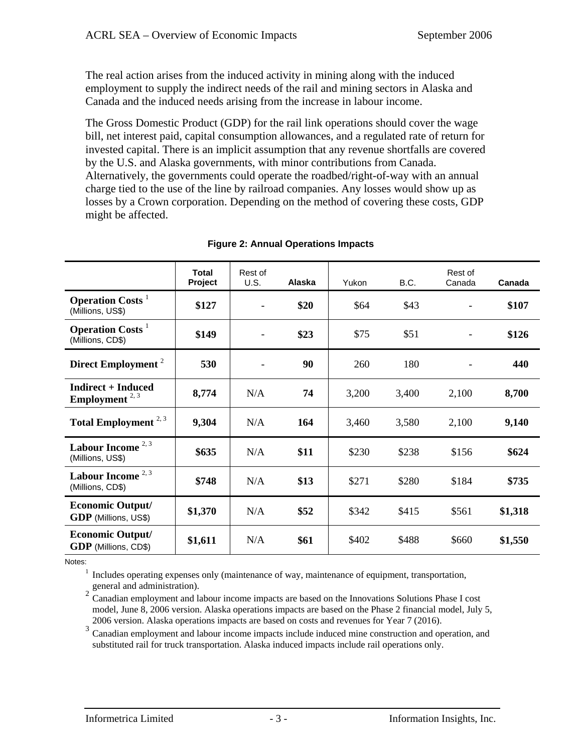The real action arises from the induced activity in mining along with the induced employment to supply the indirect needs of the rail and mining sectors in Alaska and Canada and the induced needs arising from the increase in labour income.

The Gross Domestic Product (GDP) for the rail link operations should cover the wage bill, net interest paid, capital consumption allowances, and a regulated rate of return for invested capital. There is an implicit assumption that any revenue shortfalls are covered by the U.S. and Alaska governments, with minor contributions from Canada. Alternatively, the governments could operate the roadbed/right-of-way with an annual charge tied to the use of the line by railroad companies. Any losses would show up as losses by a Crown corporation. Depending on the method of covering these costs, GDP might be affected.

**Figure 2: Annual Operations Impacts**

| | Total Project | Rest of U.S. | Alaska | Yukon | B.C. | Rest of Canada | Canada |
|---|---|---|---|---|---|---|---|
| **Operation Costs** [1] (Millions, US$) | **$127** | - | **$20** | $64 | $43 | - | **$107** |
| **Operation Costs** [1] (Millions, CD$) | **$149** | - | **$23** | $75 | $51 | - | **$126** |
| **Direct Employment** [2] | **530** | - | **90** | 260 | 180 | - | **440** |
| **Indirect + Induced Employment** [2, 3] | **8,774** | N/A | **74** | 3,200 | 3,400 | 2,100 | **8,700** |
| **Total Employment** [2, 3] | **9,304** | N/A | **164** | 3,460 | 3,580 | 2,100 | **9,140** |
| **Labour Income** [2, 3] (Millions, US$) | **$635** | N/A | **$11** | $230 | $238 | $156 | **$624** |
| **Labour Income** [2, 3] (Millions, CD$) | **$748** | N/A | **$13** | $271 | $280 | $184 | **$735** |
| **Economic Output/ GDP** (Millions, US$) | **$1,370** | N/A | **$52** | $342 | $415 | $561 | **$1,318** |
| **Economic Output/ GDP** (Millions, CD$) | **$1,611** | N/A | **$61** | $402 | $488 | $660 | **$1,550** |

Notes:

[1] Includes operating expenses only (maintenance of way, maintenance of equipment, transportation, general and administration).

[2] Canadian employment and labour income impacts are based on the Innovations Solutions Phase I cost model, June 8, 2006 version. Alaska operations impacts are based on the Phase 2 financial model, July 5, 2006 version. Alaska operations impacts are based on costs and revenues for Year 7 (2016).

[3] Canadian employment and labour income impacts include induced mine construction and operation, and substituted rail for truck transportation. Alaska induced impacts include rail operations only.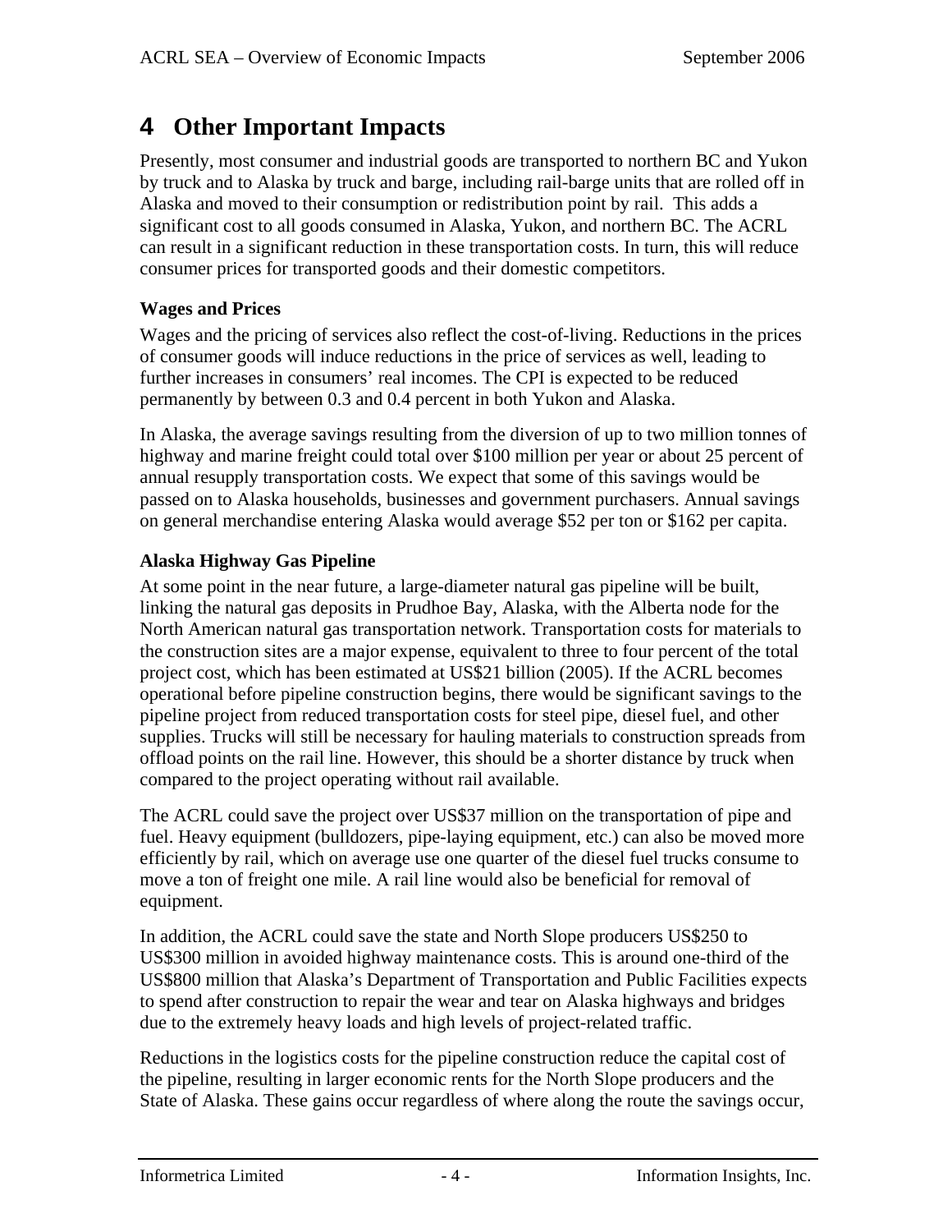# 4 Other Important Impacts

Presently, most consumer and industrial goods are transported to northern BC and Yukon by truck and to Alaska by truck and barge, including rail-barge units that are rolled off in Alaska and moved to their consumption or redistribution point by rail. This adds a significant cost to all goods consumed in Alaska, Yukon, and northern BC. The ACRL can result in a significant reduction in these transportation costs. In turn, this will reduce consumer prices for transported goods and their domestic competitors.

### Wages and Prices

Wages and the pricing of services also reflect the cost-of-living. Reductions in the prices of consumer goods will induce reductions in the price of services as well, leading to further increases in consumers' real incomes. The CPI is expected to be reduced permanently by between 0.3 and 0.4 percent in both Yukon and Alaska.

In Alaska, the average savings resulting from the diversion of up to two million tonnes of highway and marine freight could total over $100 million per year or about 25 percent of annual resupply transportation costs. We expect that some of this savings would be passed on to Alaska households, businesses and government purchasers. Annual savings on general merchandise entering Alaska would average $52 per ton or $162 per capita.

### Alaska Highway Gas Pipeline

At some point in the near future, a large-diameter natural gas pipeline will be built, linking the natural gas deposits in Prudhoe Bay, Alaska, with the Alberta node for the North American natural gas transportation network. Transportation costs for materials to the construction sites are a major expense, equivalent to three to four percent of the total project cost, which has been estimated at US$21 billion (2005). If the ACRL becomes operational before pipeline construction begins, there would be significant savings to the pipeline project from reduced transportation costs for steel pipe, diesel fuel, and other supplies. Trucks will still be necessary for hauling materials to construction spreads from offload points on the rail line. However, this should be a shorter distance by truck when compared to the project operating without rail available.

The ACRL could save the project over US$37 million on the transportation of pipe and fuel. Heavy equipment (bulldozers, pipe-laying equipment, etc.) can also be moved more efficiently by rail, which on average use one quarter of the diesel fuel trucks consume to move a ton of freight one mile. A rail line would also be beneficial for removal of equipment.

In addition, the ACRL could save the state and North Slope producers US$250 to US$300 million in avoided highway maintenance costs. This is around one-third of the US$800 million that Alaska's Department of Transportation and Public Facilities expects to spend after construction to repair the wear and tear on Alaska highways and bridges due to the extremely heavy loads and high levels of project-related traffic.

Reductions in the logistics costs for the pipeline construction reduce the capital cost of the pipeline, resulting in larger economic rents for the North Slope producers and the State of Alaska. These gains occur regardless of where along the route the savings occur,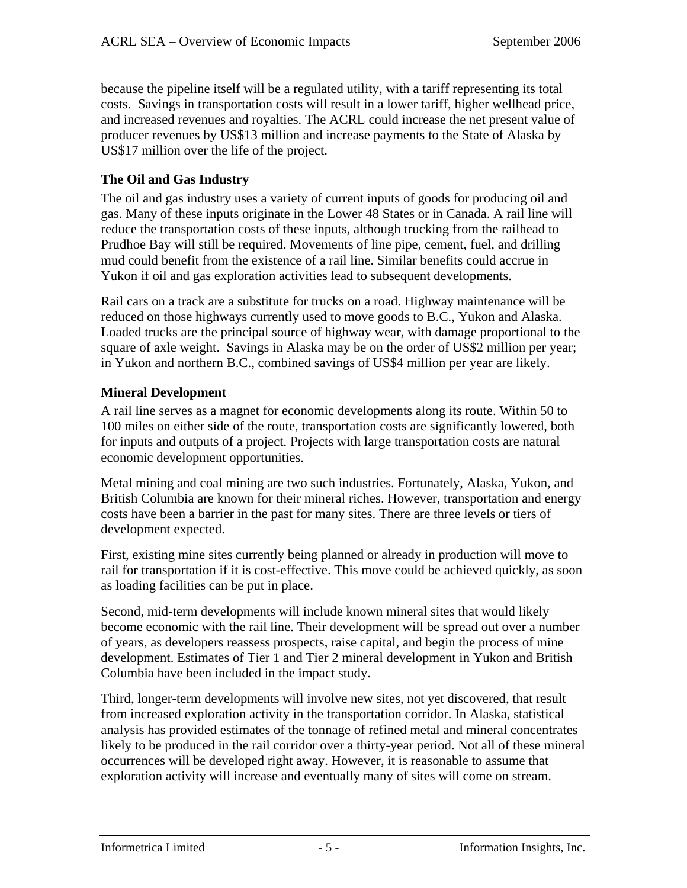because the pipeline itself will be a regulated utility, with a tariff representing its total costs. Savings in transportation costs will result in a lower tariff, higher wellhead price, and increased revenues and royalties. The ACRL could increase the net present value of producer revenues by US$13 million and increase payments to the State of Alaska by US$17 million over the life of the project.

### The Oil and Gas Industry

The oil and gas industry uses a variety of current inputs of goods for producing oil and gas. Many of these inputs originate in the Lower 48 States or in Canada. A rail line will reduce the transportation costs of these inputs, although trucking from the railhead to Prudhoe Bay will still be required. Movements of line pipe, cement, fuel, and drilling mud could benefit from the existence of a rail line. Similar benefits could accrue in Yukon if oil and gas exploration activities lead to subsequent developments.

Rail cars on a track are a substitute for trucks on a road. Highway maintenance will be reduced on those highways currently used to move goods to B.C., Yukon and Alaska. Loaded trucks are the principal source of highway wear, with damage proportional to the square of axle weight. Savings in Alaska may be on the order of US$2 million per year; in Yukon and northern B.C., combined savings of US$4 million per year are likely.

### Mineral Development

A rail line serves as a magnet for economic developments along its route. Within 50 to 100 miles on either side of the route, transportation costs are significantly lowered, both for inputs and outputs of a project. Projects with large transportation costs are natural economic development opportunities.

Metal mining and coal mining are two such industries. Fortunately, Alaska, Yukon, and British Columbia are known for their mineral riches. However, transportation and energy costs have been a barrier in the past for many sites. There are three levels or tiers of development expected.

First, existing mine sites currently being planned or already in production will move to rail for transportation if it is cost-effective. This move could be achieved quickly, as soon as loading facilities can be put in place.

Second, mid-term developments will include known mineral sites that would likely become economic with the rail line. Their development will be spread out over a number of years, as developers reassess prospects, raise capital, and begin the process of mine development. Estimates of Tier 1 and Tier 2 mineral development in Yukon and British Columbia have been included in the impact study.

Third, longer-term developments will involve new sites, not yet discovered, that result from increased exploration activity in the transportation corridor. In Alaska, statistical analysis has provided estimates of the tonnage of refined metal and mineral concentrates likely to be produced in the rail corridor over a thirty-year period. Not all of these mineral occurrences will be developed right away. However, it is reasonable to assume that exploration activity will increase and eventually many of sites will come on stream.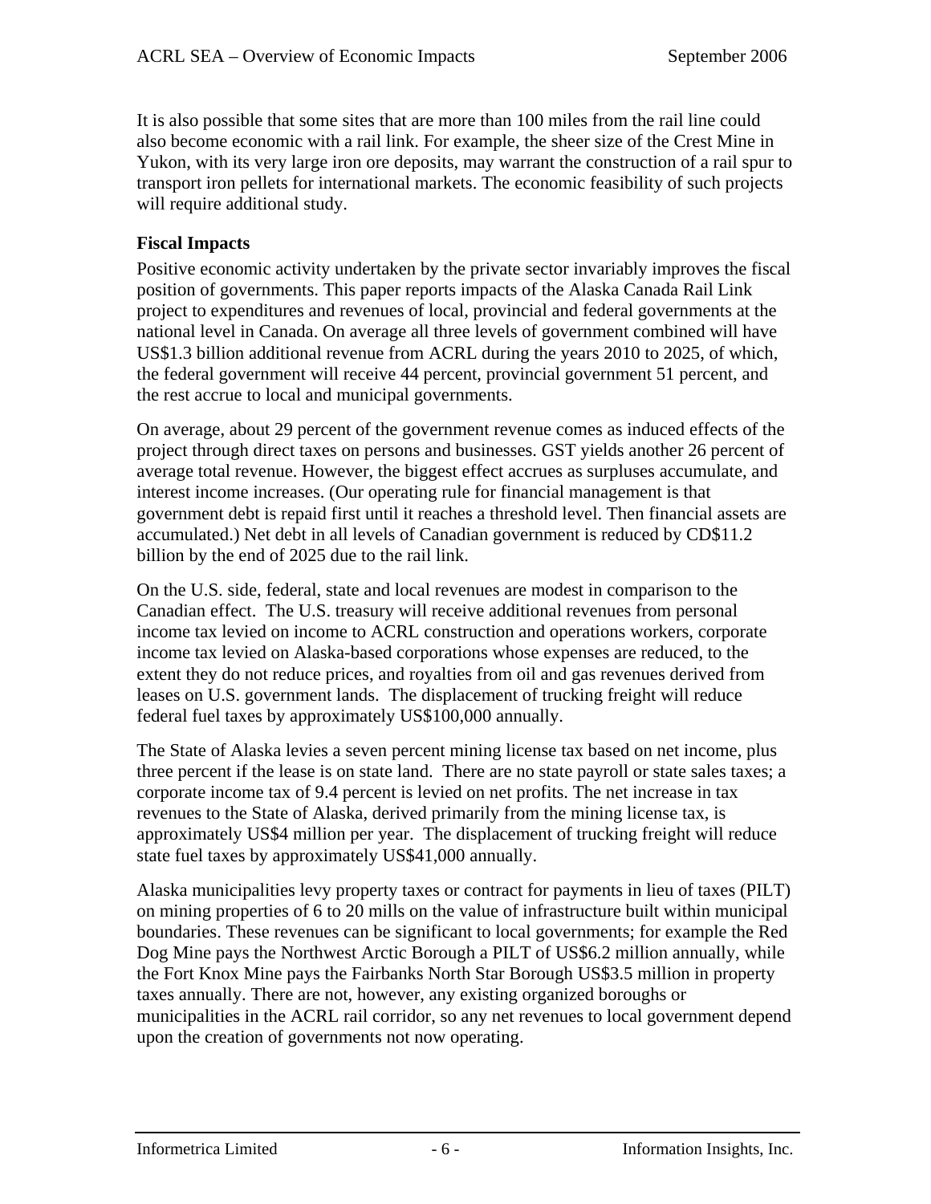It is also possible that some sites that are more than 100 miles from the rail line could also become economic with a rail link. For example, the sheer size of the Crest Mine in Yukon, with its very large iron ore deposits, may warrant the construction of a rail spur to transport iron pellets for international markets. The economic feasibility of such projects will require additional study.

**Fiscal Impacts**

Positive economic activity undertaken by the private sector invariably improves the fiscal position of governments. This paper reports impacts of the Alaska Canada Rail Link project to expenditures and revenues of local, provincial and federal governments at the national level in Canada. On average all three levels of government combined will have US$1.3 billion additional revenue from ACRL during the years 2010 to 2025, of which, the federal government will receive 44 percent, provincial government 51 percent, and the rest accrue to local and municipal governments.

On average, about 29 percent of the government revenue comes as induced effects of the project through direct taxes on persons and businesses. GST yields another 26 percent of average total revenue. However, the biggest effect accrues as surpluses accumulate, and interest income increases. (Our operating rule for financial management is that government debt is repaid first until it reaches a threshold level. Then financial assets are accumulated.) Net debt in all levels of Canadian government is reduced by CD$11.2 billion by the end of 2025 due to the rail link.

On the U.S. side, federal, state and local revenues are modest in comparison to the Canadian effect. The U.S. treasury will receive additional revenues from personal income tax levied on income to ACRL construction and operations workers, corporate income tax levied on Alaska-based corporations whose expenses are reduced, to the extent they do not reduce prices, and royalties from oil and gas revenues derived from leases on U.S. government lands. The displacement of trucking freight will reduce federal fuel taxes by approximately US$100,000 annually.

The State of Alaska levies a seven percent mining license tax based on net income, plus three percent if the lease is on state land. There are no state payroll or state sales taxes; a corporate income tax of 9.4 percent is levied on net profits. The net increase in tax revenues to the State of Alaska, derived primarily from the mining license tax, is approximately US$4 million per year. The displacement of trucking freight will reduce state fuel taxes by approximately US$41,000 annually.

Alaska municipalities levy property taxes or contract for payments in lieu of taxes (PILT) on mining properties of 6 to 20 mills on the value of infrastructure built within municipal boundaries. These revenues can be significant to local governments; for example the Red Dog Mine pays the Northwest Arctic Borough a PILT of US$6.2 million annually, while the Fort Knox Mine pays the Fairbanks North Star Borough US$3.5 million in property taxes annually. There are not, however, any existing organized boroughs or municipalities in the ACRL rail corridor, so any net revenues to local government depend upon the creation of governments not now operating.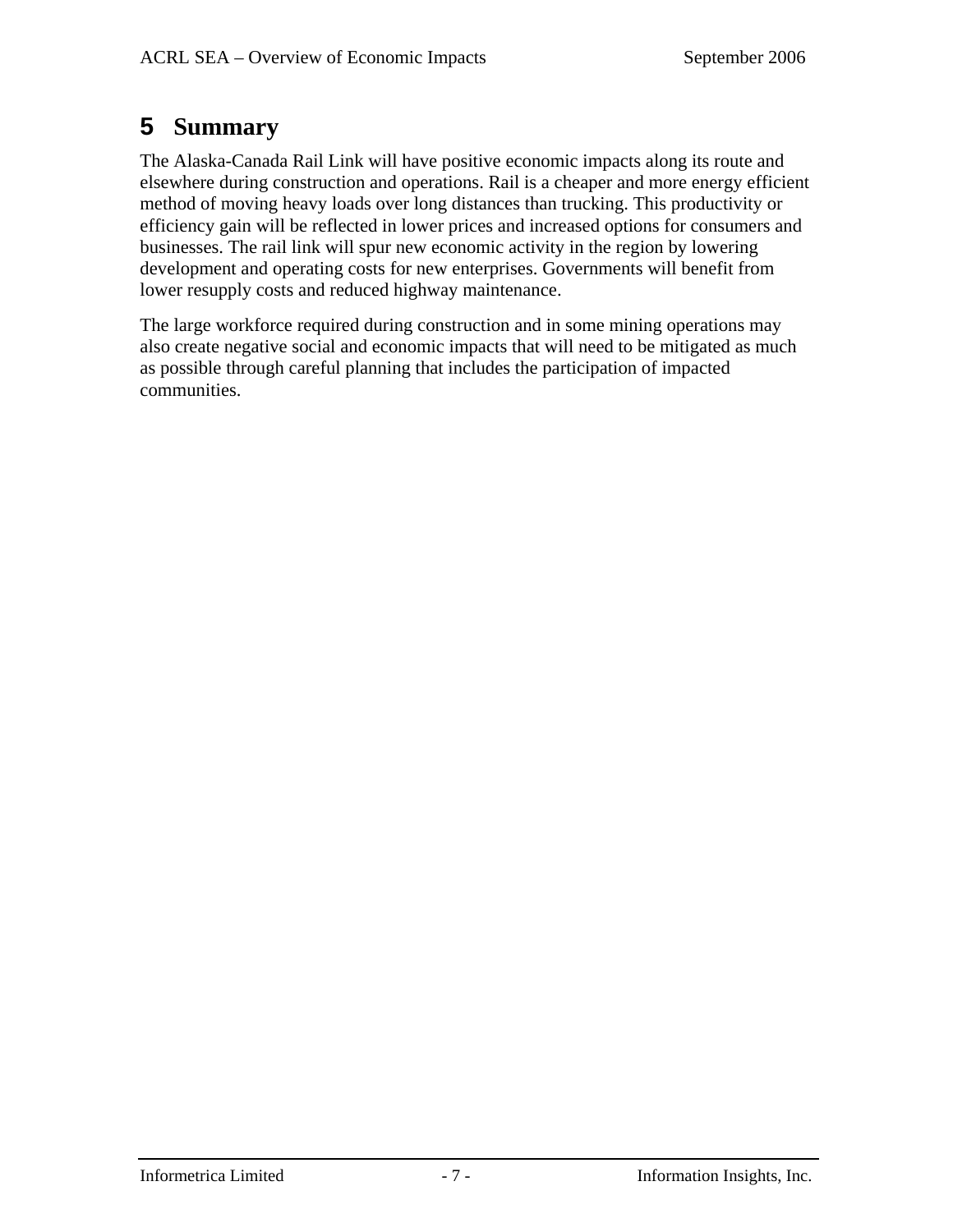# 5 Summary

The Alaska-Canada Rail Link will have positive economic impacts along its route and elsewhere during construction and operations. Rail is a cheaper and more energy efficient method of moving heavy loads over long distances than trucking. This productivity or efficiency gain will be reflected in lower prices and increased options for consumers and businesses. The rail link will spur new economic activity in the region by lowering development and operating costs for new enterprises. Governments will benefit from lower resupply costs and reduced highway maintenance.

The large workforce required during construction and in some mining operations may also create negative social and economic impacts that will need to be mitigated as much as possible through careful planning that includes the participation of impacted communities.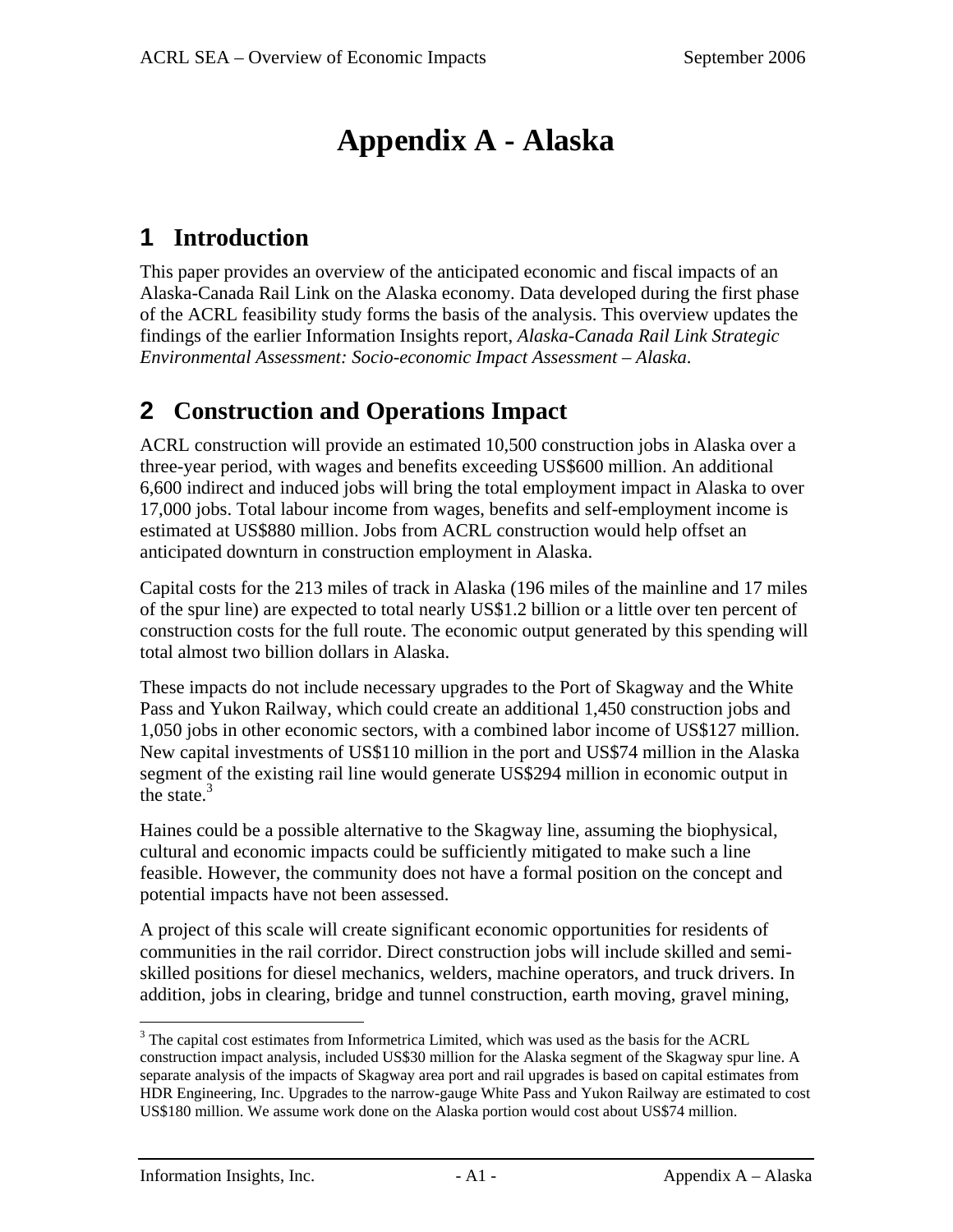# Appendix A - Alaska

## 1 Introduction

This paper provides an overview of the anticipated economic and fiscal impacts of an Alaska-Canada Rail Link on the Alaska economy. Data developed during the first phase of the ACRL feasibility study forms the basis of the analysis. This overview updates the findings of the earlier Information Insights report, *Alaska-Canada Rail Link Strategic Environmental Assessment: Socio-economic Impact Assessment – Alaska*.

## 2 Construction and Operations Impact

ACRL construction will provide an estimated 10,500 construction jobs in Alaska over a three-year period, with wages and benefits exceeding US$600 million. An additional 6,600 indirect and induced jobs will bring the total employment impact in Alaska to over 17,000 jobs. Total labour income from wages, benefits and self-employment income is estimated at US$880 million. Jobs from ACRL construction would help offset an anticipated downturn in construction employment in Alaska.

Capital costs for the 213 miles of track in Alaska (196 miles of the mainline and 17 miles of the spur line) are expected to total nearly US$1.2 billion or a little over ten percent of construction costs for the full route. The economic output generated by this spending will total almost two billion dollars in Alaska.

These impacts do not include necessary upgrades to the Port of Skagway and the White Pass and Yukon Railway, which could create an additional 1,450 construction jobs and 1,050 jobs in other economic sectors, with a combined labor income of US$127 million. New capital investments of US$110 million in the port and US$74 million in the Alaska segment of the existing rail line would generate US$294 million in economic output in the state.[3]

Haines could be a possible alternative to the Skagway line, assuming the biophysical, cultural and economic impacts could be sufficiently mitigated to make such a line feasible. However, the community does not have a formal position on the concept and potential impacts have not been assessed.

A project of this scale will create significant economic opportunities for residents of communities in the rail corridor. Direct construction jobs will include skilled and semi-skilled positions for diesel mechanics, welders, machine operators, and truck drivers. In addition, jobs in clearing, bridge and tunnel construction, earth moving, gravel mining,

---

[3] The capital cost estimates from Informetrica Limited, which was used as the basis for the ACRL construction impact analysis, included US$30 million for the Alaska segment of the Skagway spur line. A separate analysis of the impacts of Skagway area port and rail upgrades is based on capital estimates from HDR Engineering, Inc. Upgrades to the narrow-gauge White Pass and Yukon Railway are estimated to cost US$180 million. We assume work done on the Alaska portion would cost about US$74 million.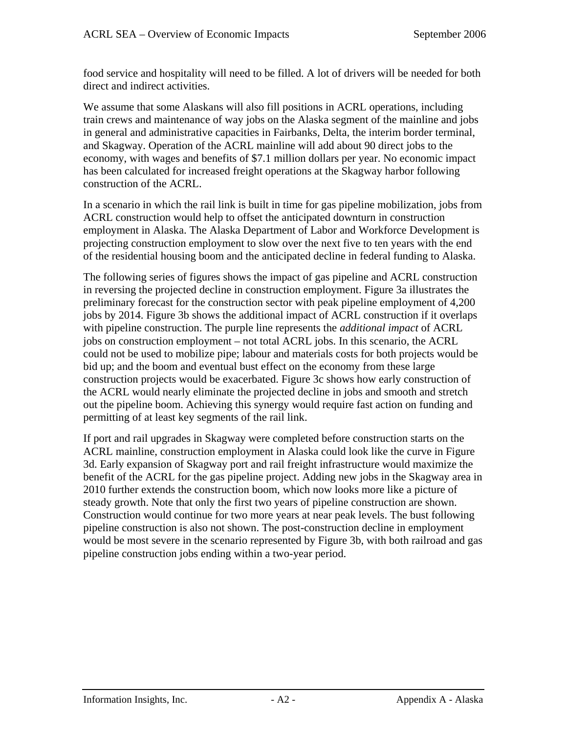food service and hospitality will need to be filled. A lot of drivers will be needed for both direct and indirect activities.

We assume that some Alaskans will also fill positions in ACRL operations, including train crews and maintenance of way jobs on the Alaska segment of the mainline and jobs in general and administrative capacities in Fairbanks, Delta, the interim border terminal, and Skagway. Operation of the ACRL mainline will add about 90 direct jobs to the economy, with wages and benefits of $7.1 million dollars per year. No economic impact has been calculated for increased freight operations at the Skagway harbor following construction of the ACRL.

In a scenario in which the rail link is built in time for gas pipeline mobilization, jobs from ACRL construction would help to offset the anticipated downturn in construction employment in Alaska. The Alaska Department of Labor and Workforce Development is projecting construction employment to slow over the next five to ten years with the end of the residential housing boom and the anticipated decline in federal funding to Alaska.

The following series of figures shows the impact of gas pipeline and ACRL construction in reversing the projected decline in construction employment. Figure 3a illustrates the preliminary forecast for the construction sector with peak pipeline employment of 4,200 jobs by 2014. Figure 3b shows the additional impact of ACRL construction if it overlaps with pipeline construction. The purple line represents the *additional impact* of ACRL jobs on construction employment – not total ACRL jobs. In this scenario, the ACRL could not be used to mobilize pipe; labour and materials costs for both projects would be bid up; and the boom and eventual bust effect on the economy from these large construction projects would be exacerbated. Figure 3c shows how early construction of the ACRL would nearly eliminate the projected decline in jobs and smooth and stretch out the pipeline boom. Achieving this synergy would require fast action on funding and permitting of at least key segments of the rail link.

If port and rail upgrades in Skagway were completed before construction starts on the ACRL mainline, construction employment in Alaska could look like the curve in Figure 3d. Early expansion of Skagway port and rail freight infrastructure would maximize the benefit of the ACRL for the gas pipeline project. Adding new jobs in the Skagway area in 2010 further extends the construction boom, which now looks more like a picture of steady growth. Note that only the first two years of pipeline construction are shown. Construction would continue for two more years at near peak levels. The bust following pipeline construction is also not shown. The post-construction decline in employment would be most severe in the scenario represented by Figure 3b, with both railroad and gas pipeline construction jobs ending within a two-year period.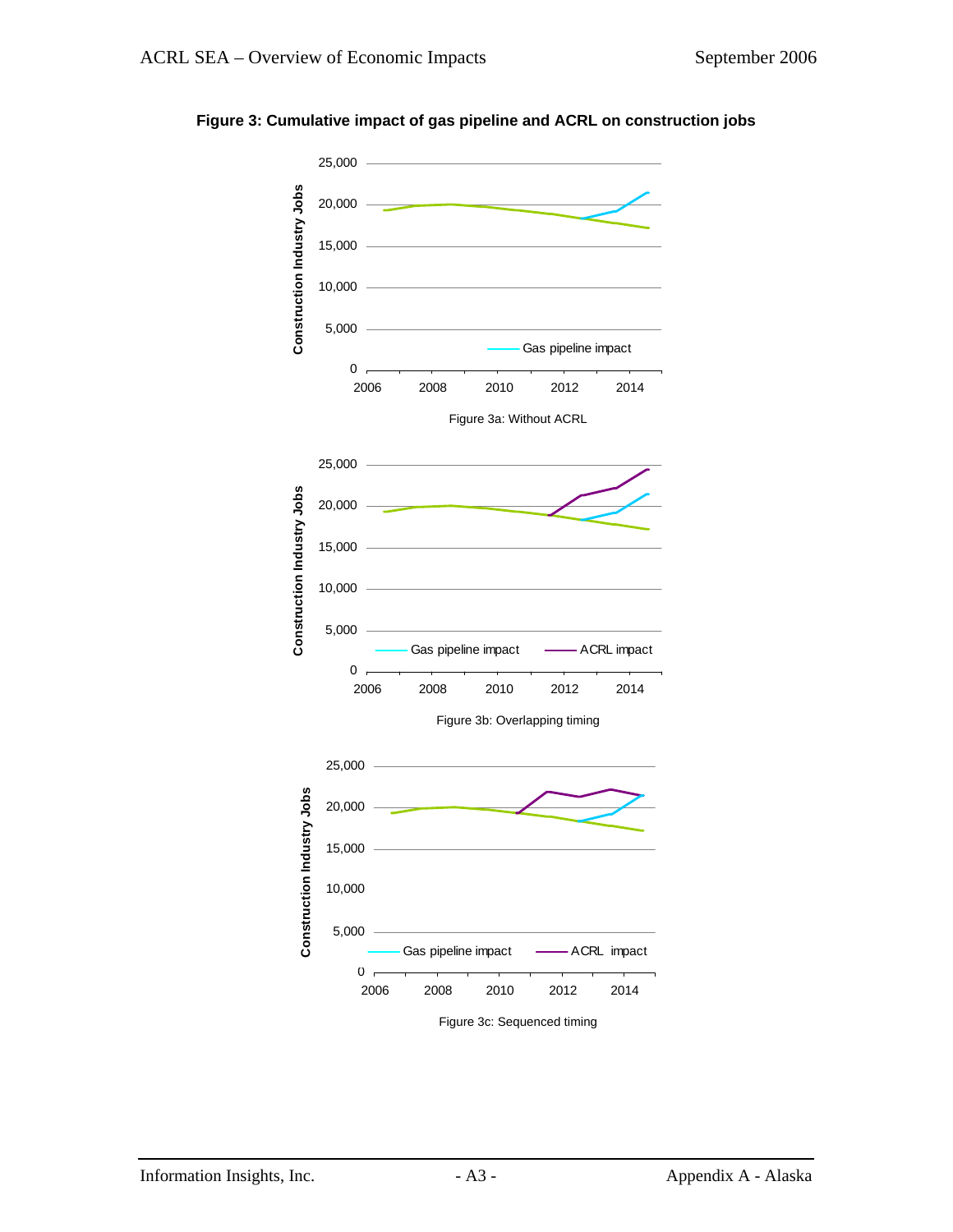**Figure 3: Cumulative impact of gas pipeline and ACRL on construction jobs**

Figure 3a: Without ACRL

Figure 3b: Overlapping timing

Figure 3c: Sequenced timing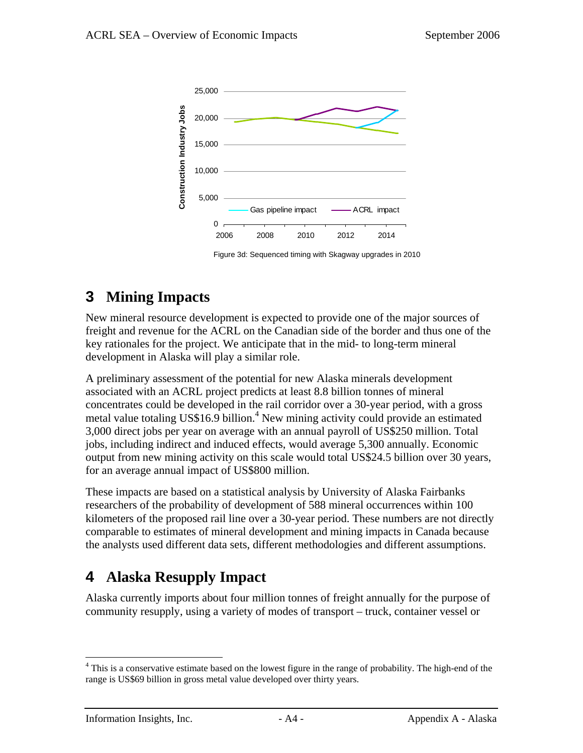Figure 3d: Sequenced timing with Skagway upgrades in 2010

## 3 Mining Impacts

New mineral resource development is expected to provide one of the major sources of freight and revenue for the ACRL on the Canadian side of the border and thus one of the key rationales for the project. We anticipate that in the mid- to long-term mineral development in Alaska will play a similar role.

A preliminary assessment of the potential for new Alaska minerals development associated with an ACRL project predicts at least 8.8 billion tonnes of mineral concentrates could be developed in the rail corridor over a 30-year period, with a gross metal value totaling US$16.9 billion.[4] New mining activity could provide an estimated 3,000 direct jobs per year on average with an annual payroll of US$250 million. Total jobs, including indirect and induced effects, would average 5,300 annually. Economic output from new mining activity on this scale would total US$24.5 billion over 30 years, for an average annual impact of US$800 million.

These impacts are based on a statistical analysis by University of Alaska Fairbanks researchers of the probability of development of 588 mineral occurrences within 100 kilometers of the proposed rail line over a 30-year period. These numbers are not directly comparable to estimates of mineral development and mining impacts in Canada because the analysts used different data sets, different methodologies and different assumptions.

## 4 Alaska Resupply Impact

Alaska currently imports about four million tonnes of freight annually for the purpose of community resupply, using a variety of modes of transport – truck, container vessel or

---

[4] This is a conservative estimate based on the lowest figure in the range of probability. The high-end of the range is US$69 billion in gross metal value developed over thirty years.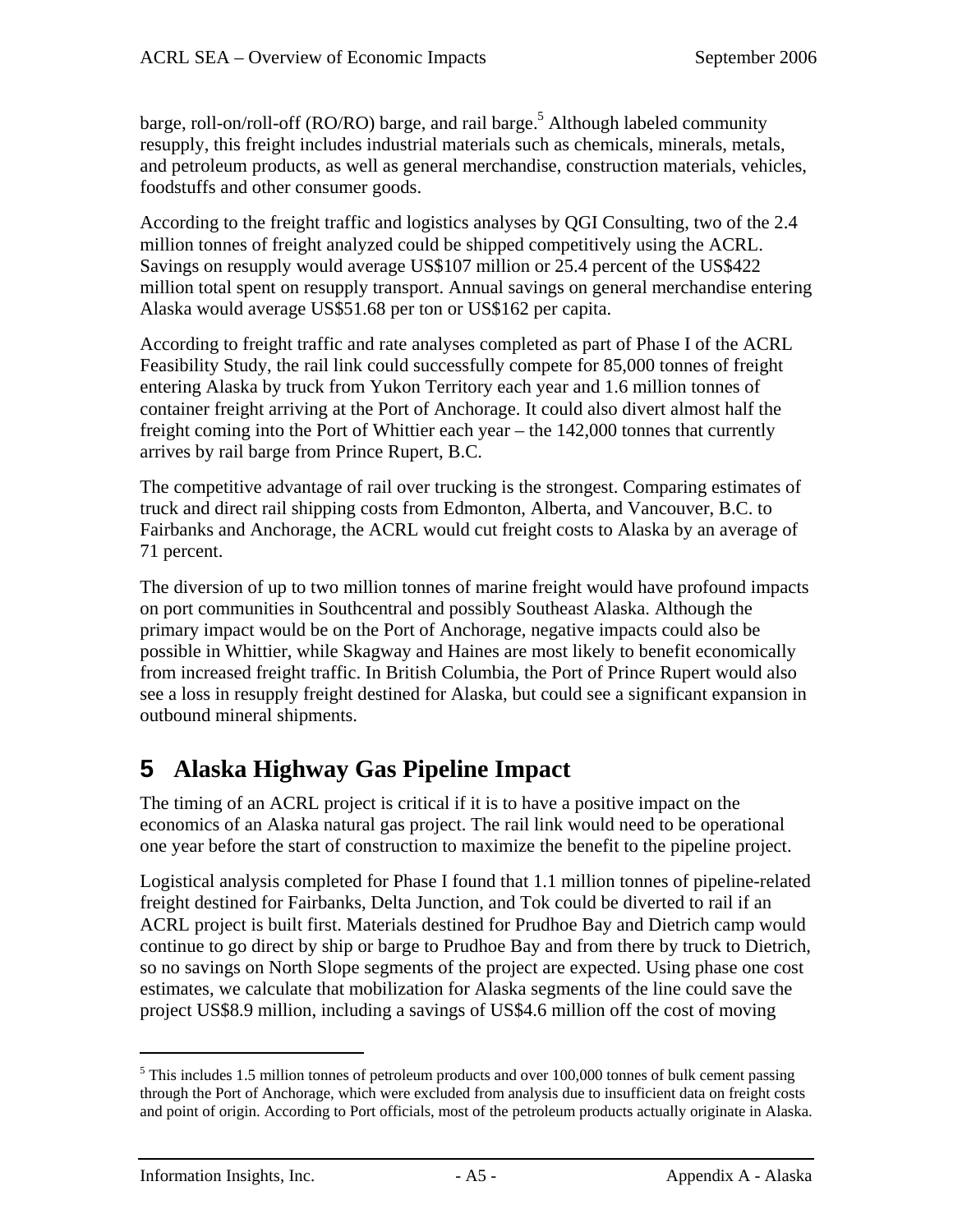barge, roll-on/roll-off (RO/RO) barge, and rail barge.[5] Although labeled community resupply, this freight includes industrial materials such as chemicals, minerals, metals, and petroleum products, as well as general merchandise, construction materials, vehicles, foodstuffs and other consumer goods.

According to the freight traffic and logistics analyses by QGI Consulting, two of the 2.4 million tonnes of freight analyzed could be shipped competitively using the ACRL. Savings on resupply would average US$107 million or 25.4 percent of the US$422 million total spent on resupply transport. Annual savings on general merchandise entering Alaska would average US$51.68 per ton or US$162 per capita.

According to freight traffic and rate analyses completed as part of Phase I of the ACRL Feasibility Study, the rail link could successfully compete for 85,000 tonnes of freight entering Alaska by truck from Yukon Territory each year and 1.6 million tonnes of container freight arriving at the Port of Anchorage. It could also divert almost half the freight coming into the Port of Whittier each year – the 142,000 tonnes that currently arrives by rail barge from Prince Rupert, B.C.

The competitive advantage of rail over trucking is the strongest. Comparing estimates of truck and direct rail shipping costs from Edmonton, Alberta, and Vancouver, B.C. to Fairbanks and Anchorage, the ACRL would cut freight costs to Alaska by an average of 71 percent.

The diversion of up to two million tonnes of marine freight would have profound impacts on port communities in Southcentral and possibly Southeast Alaska. Although the primary impact would be on the Port of Anchorage, negative impacts could also be possible in Whittier, while Skagway and Haines are most likely to benefit economically from increased freight traffic. In British Columbia, the Port of Prince Rupert would also see a loss in resupply freight destined for Alaska, but could see a significant expansion in outbound mineral shipments.

# 5 Alaska Highway Gas Pipeline Impact

The timing of an ACRL project is critical if it is to have a positive impact on the economics of an Alaska natural gas project. The rail link would need to be operational one year before the start of construction to maximize the benefit to the pipeline project.

Logistical analysis completed for Phase I found that 1.1 million tonnes of pipeline-related freight destined for Fairbanks, Delta Junction, and Tok could be diverted to rail if an ACRL project is built first. Materials destined for Prudhoe Bay and Dietrich camp would continue to go direct by ship or barge to Prudhoe Bay and from there by truck to Dietrich, so no savings on North Slope segments of the project are expected. Using phase one cost estimates, we calculate that mobilization for Alaska segments of the line could save the project US$8.9 million, including a savings of US$4.6 million off the cost of moving

[5] This includes 1.5 million tonnes of petroleum products and over 100,000 tonnes of bulk cement passing through the Port of Anchorage, which were excluded from analysis due to insufficient data on freight costs and point of origin. According to Port officials, most of the petroleum products actually originate in Alaska.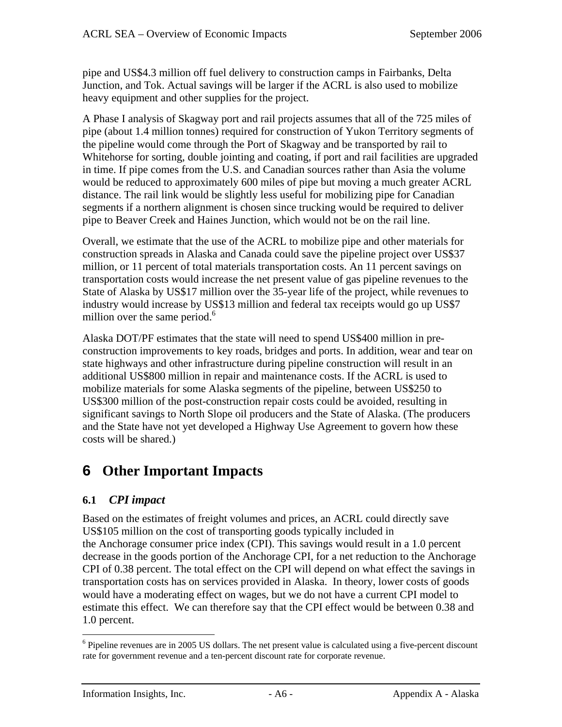pipe and US$4.3 million off fuel delivery to construction camps in Fairbanks, Delta Junction, and Tok. Actual savings will be larger if the ACRL is also used to mobilize heavy equipment and other supplies for the project.

A Phase I analysis of Skagway port and rail projects assumes that all of the 725 miles of pipe (about 1.4 million tonnes) required for construction of Yukon Territory segments of the pipeline would come through the Port of Skagway and be transported by rail to Whitehorse for sorting, double jointing and coating, if port and rail facilities are upgraded in time. If pipe comes from the U.S. and Canadian sources rather than Asia the volume would be reduced to approximately 600 miles of pipe but moving a much greater ACRL distance. The rail link would be slightly less useful for mobilizing pipe for Canadian segments if a northern alignment is chosen since trucking would be required to deliver pipe to Beaver Creek and Haines Junction, which would not be on the rail line.

Overall, we estimate that the use of the ACRL to mobilize pipe and other materials for construction spreads in Alaska and Canada could save the pipeline project over US$37 million, or 11 percent of total materials transportation costs. An 11 percent savings on transportation costs would increase the net present value of gas pipeline revenues to the State of Alaska by US$17 million over the 35-year life of the project, while revenues to industry would increase by US$13 million and federal tax receipts would go up US$7 million over the same period.[6]

Alaska DOT/PF estimates that the state will need to spend US$400 million in pre-construction improvements to key roads, bridges and ports. In addition, wear and tear on state highways and other infrastructure during pipeline construction will result in an additional US$800 million in repair and maintenance costs. If the ACRL is used to mobilize materials for some Alaska segments of the pipeline, between US$250 to US$300 million of the post-construction repair costs could be avoided, resulting in significant savings to North Slope oil producers and the State of Alaska. (The producers and the State have not yet developed a Highway Use Agreement to govern how these costs will be shared.)

# 6 Other Important Impacts

## 6.1 *CPI impact*

Based on the estimates of freight volumes and prices, an ACRL could directly save US$105 million on the cost of transporting goods typically included in the Anchorage consumer price index (CPI). This savings would result in a 1.0 percent decrease in the goods portion of the Anchorage CPI, for a net reduction to the Anchorage CPI of 0.38 percent. The total effect on the CPI will depend on what effect the savings in transportation costs has on services provided in Alaska. In theory, lower costs of goods would have a moderating effect on wages, but we do not have a current CPI model to estimate this effect. We can therefore say that the CPI effect would be between 0.38 and 1.0 percent.

[6] Pipeline revenues are in 2005 US dollars. The net present value is calculated using a five-percent discount rate for government revenue and a ten-percent discount rate for corporate revenue.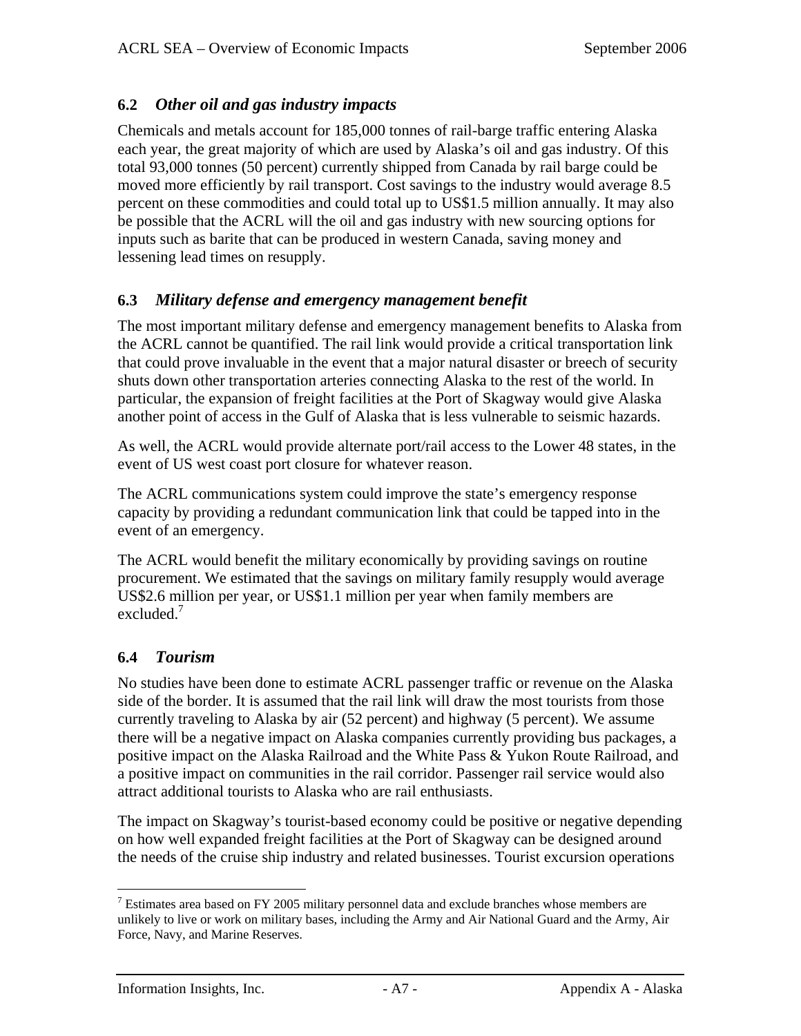## 6.2 *Other oil and gas industry impacts*

Chemicals and metals account for 185,000 tonnes of rail-barge traffic entering Alaska each year, the great majority of which are used by Alaska's oil and gas industry. Of this total 93,000 tonnes (50 percent) currently shipped from Canada by rail barge could be moved more efficiently by rail transport. Cost savings to the industry would average 8.5 percent on these commodities and could total up to US$1.5 million annually. It may also be possible that the ACRL will the oil and gas industry with new sourcing options for inputs such as barite that can be produced in western Canada, saving money and lessening lead times on resupply.

## 6.3 *Military defense and emergency management benefit*

The most important military defense and emergency management benefits to Alaska from the ACRL cannot be quantified. The rail link would provide a critical transportation link that could prove invaluable in the event that a major natural disaster or breech of security shuts down other transportation arteries connecting Alaska to the rest of the world. In particular, the expansion of freight facilities at the Port of Skagway would give Alaska another point of access in the Gulf of Alaska that is less vulnerable to seismic hazards.

As well, the ACRL would provide alternate port/rail access to the Lower 48 states, in the event of US west coast port closure for whatever reason.

The ACRL communications system could improve the state's emergency response capacity by providing a redundant communication link that could be tapped into in the event of an emergency.

The ACRL would benefit the military economically by providing savings on routine procurement. We estimated that the savings on military family resupply would average US$2.6 million per year, or US$1.1 million per year when family members are excluded.[7]

## 6.4 *Tourism*

No studies have been done to estimate ACRL passenger traffic or revenue on the Alaska side of the border. It is assumed that the rail link will draw the most tourists from those currently traveling to Alaska by air (52 percent) and highway (5 percent). We assume there will be a negative impact on Alaska companies currently providing bus packages, a positive impact on the Alaska Railroad and the White Pass & Yukon Route Railroad, and a positive impact on communities in the rail corridor. Passenger rail service would also attract additional tourists to Alaska who are rail enthusiasts.

The impact on Skagway's tourist-based economy could be positive or negative depending on how well expanded freight facilities at the Port of Skagway can be designed around the needs of the cruise ship industry and related businesses. Tourist excursion operations

---

[7] Estimates area based on FY 2005 military personnel data and exclude branches whose members are unlikely to live or work on military bases, including the Army and Air National Guard and the Army, Air Force, Navy, and Marine Reserves.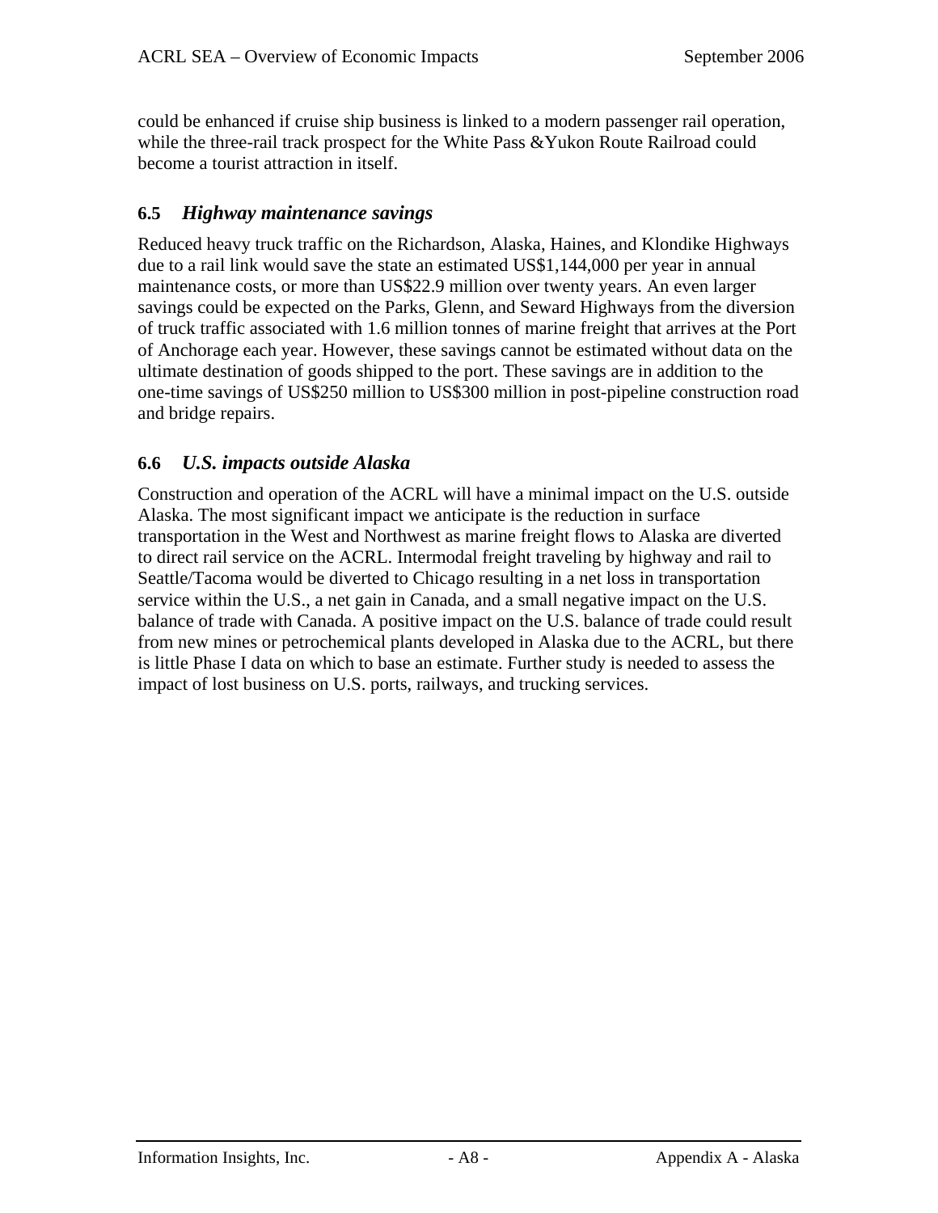could be enhanced if cruise ship business is linked to a modern passenger rail operation, while the three-rail track prospect for the White Pass &Yukon Route Railroad could become a tourist attraction in itself.

## 6.5 *Highway maintenance savings*

Reduced heavy truck traffic on the Richardson, Alaska, Haines, and Klondike Highways due to a rail link would save the state an estimated US$1,144,000 per year in annual maintenance costs, or more than US$22.9 million over twenty years. An even larger savings could be expected on the Parks, Glenn, and Seward Highways from the diversion of truck traffic associated with 1.6 million tonnes of marine freight that arrives at the Port of Anchorage each year. However, these savings cannot be estimated without data on the ultimate destination of goods shipped to the port. These savings are in addition to the one-time savings of US$250 million to US$300 million in post-pipeline construction road and bridge repairs.

## 6.6 *U.S. impacts outside Alaska*

Construction and operation of the ACRL will have a minimal impact on the U.S. outside Alaska. The most significant impact we anticipate is the reduction in surface transportation in the West and Northwest as marine freight flows to Alaska are diverted to direct rail service on the ACRL. Intermodal freight traveling by highway and rail to Seattle/Tacoma would be diverted to Chicago resulting in a net loss in transportation service within the U.S., a net gain in Canada, and a small negative impact on the U.S. balance of trade with Canada. A positive impact on the U.S. balance of trade could result from new mines or petrochemical plants developed in Alaska due to the ACRL, but there is little Phase I data on which to base an estimate. Further study is needed to assess the impact of lost business on U.S. ports, railways, and trucking services.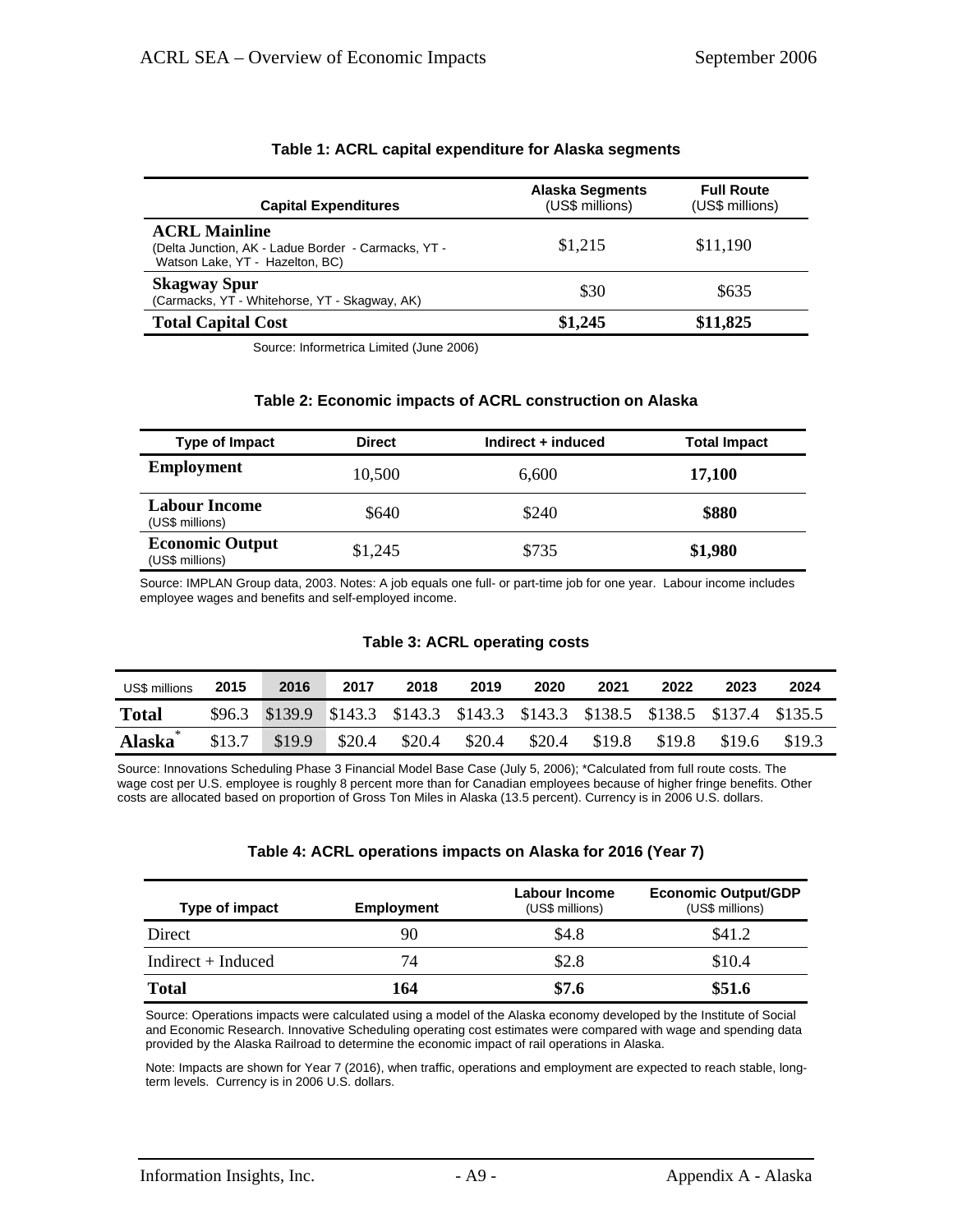**Table 1: ACRL capital expenditure for Alaska segments**

| Capital Expenditures | Alaska Segments (US$ millions) | Full Route (US$ millions) |
|---|---|---|
| **ACRL Mainline** (Delta Junction, AK - Ladue Border - Carmacks, YT - Watson Lake, YT - Hazelton, BC) | $1,215 | $11,190 |
| **Skagway Spur** (Carmacks, YT - Whitehorse, YT - Skagway, AK) | $30 | $635 |
| **Total Capital Cost** | **$1,245** | **$11,825** |

Source: Informetrica Limited (June 2006)

**Table 2: Economic impacts of ACRL construction on Alaska**

| Type of Impact | Direct | Indirect + induced | Total Impact |
|---|---|---|---|
| **Employment** | 10,500 | 6,600 | **17,100** |
| **Labour Income** (US$ millions) | $640 | $240 | **$880** |
| **Economic Output** (US$ millions) | $1,245 | $735 | **$1,980** |

Source: IMPLAN Group data, 2003. Notes: A job equals one full- or part-time job for one year. Labour income includes employee wages and benefits and self-employed income.

**Table 3: ACRL operating costs**

| US$ millions | 2015 | 2016 | 2017 | 2018 | 2019 | 2020 | 2021 | 2022 | 2023 | 2024 |
|---|---|---|---|---|---|---|---|---|---|---|
| **Total** | $96.3 | $139.9 | $143.3 | $143.3 | $143.3 | $143.3 | $138.5 | $138.5 | $137.4 | $135.5 |
| **Alaska*** | $13.7 | $19.9 | $20.4 | $20.4 | $20.4 | $20.4 | $19.8 | $19.8 | $19.6 | $19.3 |

Source: Innovations Scheduling Phase 3 Financial Model Base Case (July 5, 2006); *Calculated from full route costs. The wage cost per U.S. employee is roughly 8 percent more than for Canadian employees because of higher fringe benefits. Other costs are allocated based on proportion of Gross Ton Miles in Alaska (13.5 percent). Currency is in 2006 U.S. dollars.

**Table 4: ACRL operations impacts on Alaska for 2016 (Year 7)**

| Type of impact | Employment | Labour Income (US$ millions) | Economic Output/GDP (US$ millions) |
|---|---|---|---|
| Direct | 90 | $4.8 | $41.2 |
| Indirect + Induced | 74 | $2.8 | $10.4 |
| **Total** | **164** | **$7.6** | **$51.6** |

Source: Operations impacts were calculated using a model of the Alaska economy developed by the Institute of Social and Economic Research. Innovative Scheduling operating cost estimates were compared with wage and spending data provided by the Alaska Railroad to determine the economic impact of rail operations in Alaska.

Note: Impacts are shown for Year 7 (2016), when traffic, operations and employment are expected to reach stable, long-term levels. Currency is in 2006 U.S. dollars.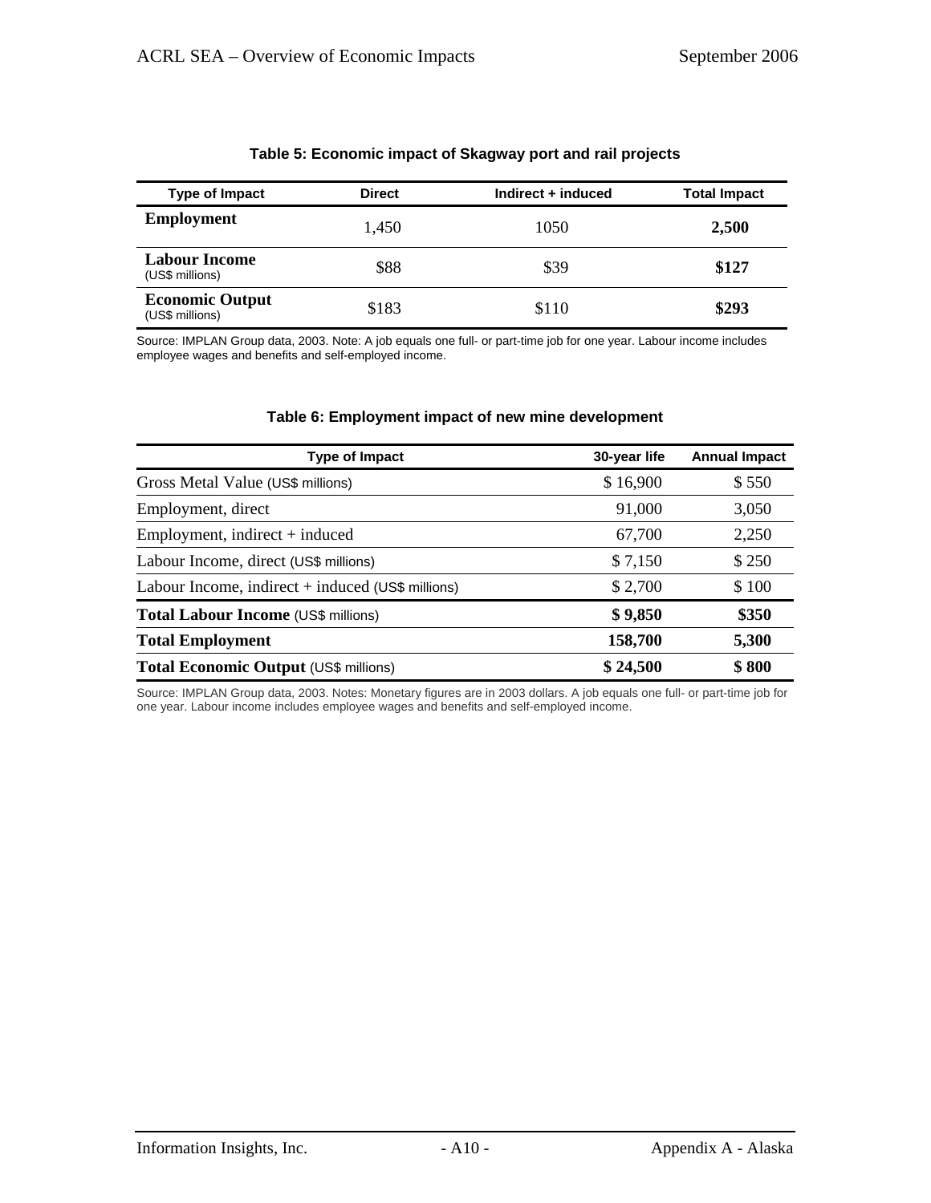**Table 5: Economic impact of Skagway port and rail projects**

| Type of Impact | Direct | Indirect + induced | Total Impact |
|---|---|---|---|
| **Employment** | 1,450 | 1050 | **2,500** |
| **Labour Income** (US$ millions) | $88 | $39 | **$127** |
| **Economic Output** (US$ millions) | $183 | $110 | **$293** |

Source: IMPLAN Group data, 2003. Note: A job equals one full- or part-time job for one year. Labour income includes employee wages and benefits and self-employed income.

**Table 6: Employment impact of new mine development**

| Type of Impact | 30-year life | Annual Impact |
|---|---|---|
| Gross Metal Value (US$ millions) | $ 16,900 | $ 550 |
| Employment, direct | 91,000 | 3,050 |
| Employment, indirect + induced | 67,700 | 2,250 |
| Labour Income, direct (US$ millions) | $ 7,150 | $ 250 |
| Labour Income, indirect + induced (US$ millions) | $ 2,700 | $ 100 |
| **Total Labour Income** (US$ millions) | **$ 9,850** | **$350** |
| **Total Employment** | **158,700** | **5,300** |
| **Total Economic Output** (US$ millions) | **$ 24,500** | **$ 800** |

Source: IMPLAN Group data, 2003. Notes: Monetary figures are in 2003 dollars. A job equals one full- or part-time job for one year. Labour income includes employee wages and benefits and self-employed income.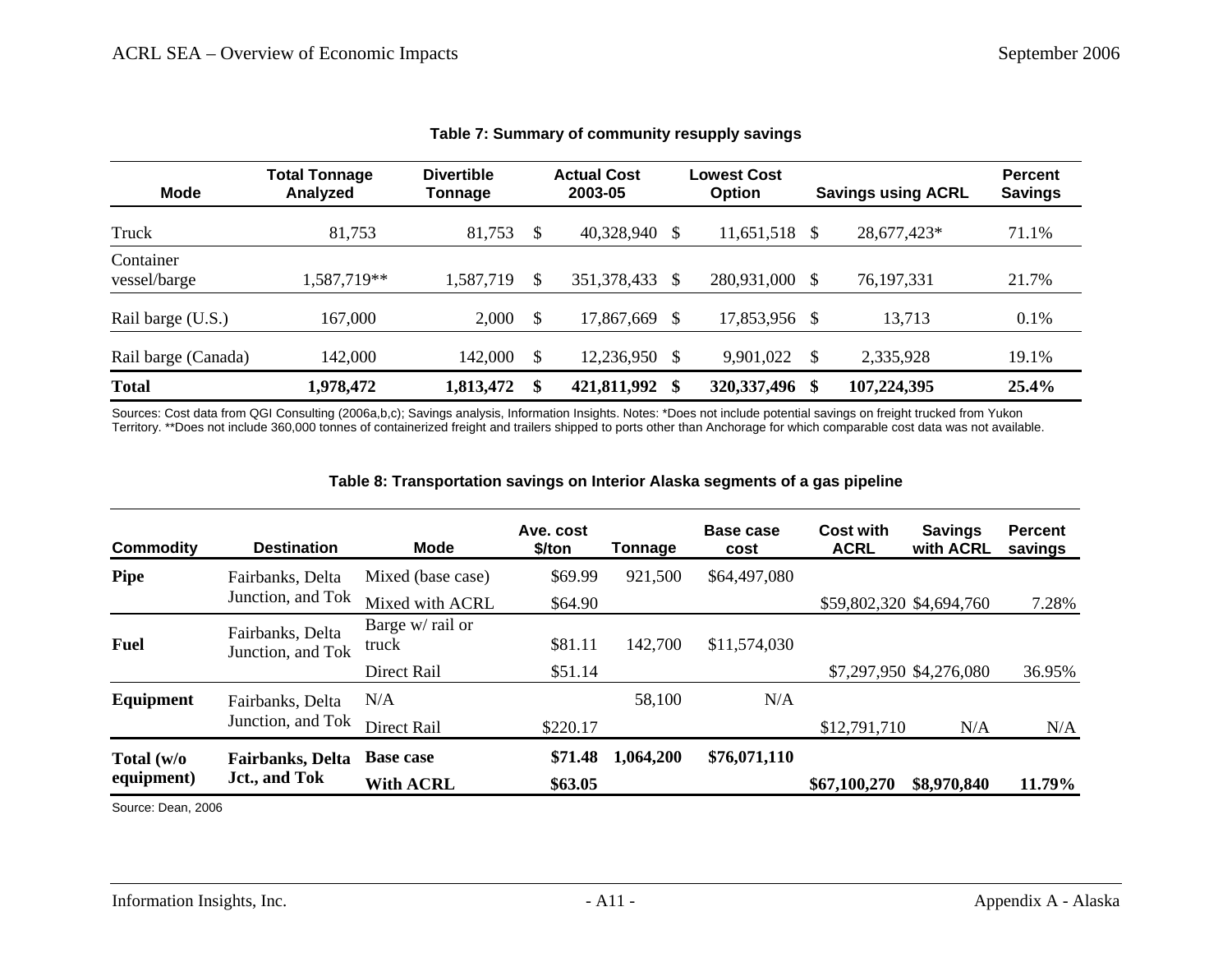**Table 7: Summary of community resupply savings**

| Mode | Total Tonnage Analyzed | Divertible Tonnage | Actual Cost 2003-05 | Lowest Cost Option | Savings using ACRL | Percent Savings |
|---|---|---|---|---|---|---|
| Truck | 81,753 | 81,753 | $ 40,328,940 | $ 11,651,518 | $ 28,677,423* | 71.1% |
| Container vessel/barge | 1,587,719** | 1,587,719 | $ 351,378,433 | $ 280,931,000 | $ 76,197,331 | 21.7% |
| Rail barge (U.S.) | 167,000 | 2,000 | $ 17,867,669 | $ 17,853,956 | $ 13,713 | 0.1% |
| Rail barge (Canada) | 142,000 | 142,000 | $ 12,236,950 | $ 9,901,022 | $ 2,335,928 | 19.1% |
| **Total** | **1,978,472** | **1,813,472** | **$ 421,811,992** | **$ 320,337,496** | **$ 107,224,395** | **25.4%** |

Sources: Cost data from QGI Consulting (2006a,b,c); Savings analysis, Information Insights. Notes: *Does not include potential savings on freight trucked from Yukon Territory. **Does not include 360,000 tonnes of containerized freight and trailers shipped to ports other than Anchorage for which comparable cost data was not available.

**Table 8: Transportation savings on Interior Alaska segments of a gas pipeline**

| Commodity | Destination | Mode | Ave. cost $/ton | Tonnage | Base case cost | Cost with ACRL | Savings with ACRL | Percent savings |
|---|---|---|---|---|---|---|---|---|
| **Pipe** | Fairbanks, Delta Junction, and Tok | Mixed (base case) | $69.99 | 921,500 | $64,497,080 | | | |
| | | Mixed with ACRL | $64.90 | | | $59,802,320 | $4,694,760 | 7.28% |
| **Fuel** | Fairbanks, Delta Junction, and Tok | Barge w/ rail or truck | $81.11 | 142,700 | $11,574,030 | | | |
| | | Direct Rail | $51.14 | | | $7,297,950 | $4,276,080 | 36.95% |
| **Equipment** | Fairbanks, Delta Junction, and Tok | N/A | | 58,100 | N/A | | | |
| | | Direct Rail | $220.17 | | | $12,791,710 | N/A | N/A |
| **Total (w/o equipment)** | **Fairbanks, Delta Jct., and Tok** | **Base case** | **$71.48** | **1,064,200** | **$76,071,110** | | | |
| | | **With ACRL** | **$63.05** | | | **$67,100,270** | **$8,970,840** | **11.79%** |

Source: Dean, 2006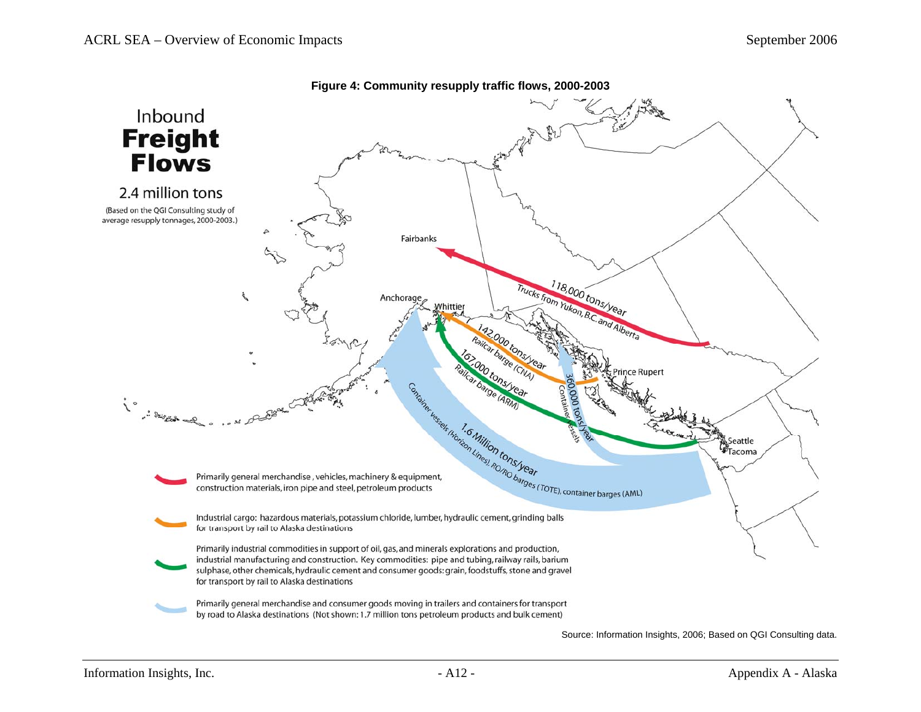**Figure 4: Community resupply traffic flows, 2000-2003**

Inbound
**Freight Flows**

2.4 million tons

(Based on the QGI Consulting study of average resupply tonnages, 2000-2003.)

Fairbanks

Anchorage

Whittier

Prince Rupert

Seattle

Tacoma

118,000 tons/year
Trucks from Yukon, B.C. and Alberta

142,000 tons/year
Railcar barge (CNA)

167,000 tons/year
Railcar barge (ARM)

360,000 tons/year
Container vessels

1.6 Million tons/year
Container vessels (Horizon Lines), RO/RO barges (TOTE), container barges (AML)

- (Red) Primarily general merchandise , vehicles, machinery & equipment, construction materials, iron pipe and steel, petroleum products
- (Orange) Industrial cargo: hazardous materials, potassium chloride, lumber, hydraulic cement, grinding balls for transport by rail to Alaska destinations
- (Green) Primarily industrial commodities in support of oil, gas, and minerals explorations and production, industrial manufacturing and construction. Key commodities: pipe and tubing, railway rails, barium sulphase, other chemicals, hydraulic cement and consumer goods: grain, foodstuffs, stone and gravel for transport by rail to Alaska destinations
- (Light blue) Primarily general merchandise and consumer goods moving in trailers and containers for transport by road to Alaska destinations (Not shown: 1.7 million tons petroleum products and bulk cement)

Source: Information Insights, 2006; Based on QGI Consulting data.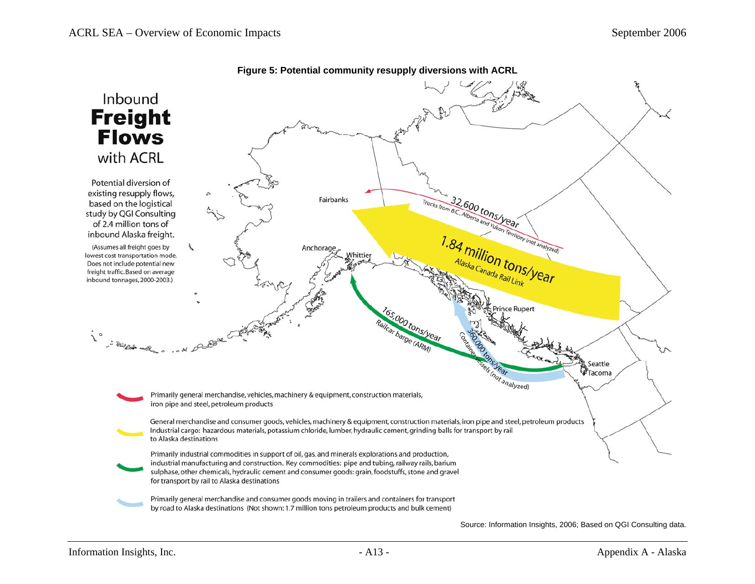**Figure 5: Potential community resupply diversions with ACRL**

Inbound
**Freight Flows**
with ACRL

Potential diversion of existing resupply flows, based on the logistical study by QGI Consulting of 2.4 million tons of inbound Alaska freight.

(Assumes all freight goes by lowest cost transportation mode. Does not include potential new freight traffic. Based on average inbound tonnages, 2000-2003.)

Fairbanks

Anchorage

Whittier

Prince Rupert

Seattle

Tacoma

32,600 tons/year
Trucks from B.C., Alberta and Yukon Territory (not analyzed)

1.84 million tons/year
Alaska Canada Rail Link

165,000 tons/year
Railcar barge (ARM)

360,000 tons/year
Container vessels (not analyzed)

- (Red) Primarily general merchandise, vehicles, machinery & equipment, construction materials, iron pipe and steel, petroleum products
- (Yellow) General merchandise and consumer goods, vehicles, machinery & equipment, construction materials, iron pipe and steel, petroleum products Industrial cargo: hazardous materials, potassium chloride, lumber, hydraulic cement, grinding balls for transport by rail to Alaska destinations
- (Green) Primarily industrial commodities in support of oil, gas, and minerals explorations and production, industrial manufacturing and construction. Key commodities: pipe and tubing, railway rails, barium sulphase, other chemicals, hydraulic cement and consumer goods: grain, foodstuffs, stone and gravel for transport by rail to Alaska destinations
- (Light blue) Primarily general merchandise and consumer goods moving in trailers and containers for transport by road to Alaska destinations (Not shown: 1.7 million tons petroleum products and bulk cement)

Source: Information Insights, 2006; Based on QGI Consulting data.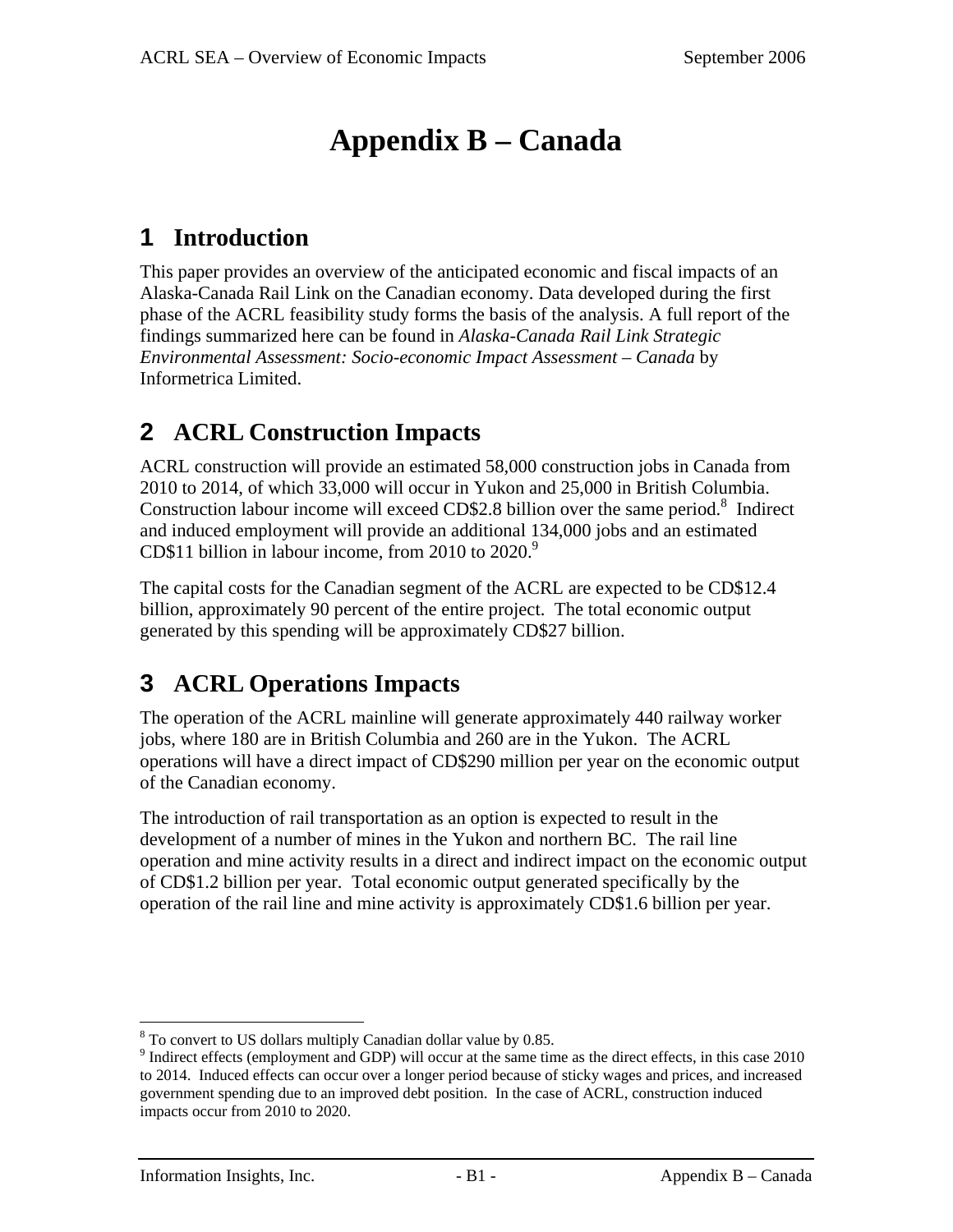# Appendix B – Canada

## 1 Introduction

This paper provides an overview of the anticipated economic and fiscal impacts of an Alaska-Canada Rail Link on the Canadian economy. Data developed during the first phase of the ACRL feasibility study forms the basis of the analysis. A full report of the findings summarized here can be found in *Alaska-Canada Rail Link Strategic Environmental Assessment: Socio-economic Impact Assessment – Canada* by Informetrica Limited.

## 2 ACRL Construction Impacts

ACRL construction will provide an estimated 58,000 construction jobs in Canada from 2010 to 2014, of which 33,000 will occur in Yukon and 25,000 in British Columbia. Construction labour income will exceed CD$2.8 billion over the same period.[8] Indirect and induced employment will provide an additional 134,000 jobs and an estimated CD$11 billion in labour income, from 2010 to 2020.[9]

The capital costs for the Canadian segment of the ACRL are expected to be CD$12.4 billion, approximately 90 percent of the entire project. The total economic output generated by this spending will be approximately CD$27 billion.

## 3 ACRL Operations Impacts

The operation of the ACRL mainline will generate approximately 440 railway worker jobs, where 180 are in British Columbia and 260 are in the Yukon. The ACRL operations will have a direct impact of CD$290 million per year on the economic output of the Canadian economy.

The introduction of rail transportation as an option is expected to result in the development of a number of mines in the Yukon and northern BC. The rail line operation and mine activity results in a direct and indirect impact on the economic output of CD$1.2 billion per year. Total economic output generated specifically by the operation of the rail line and mine activity is approximately CD$1.6 billion per year.

---

[8] To convert to US dollars multiply Canadian dollar value by 0.85.

[9] Indirect effects (employment and GDP) will occur at the same time as the direct effects, in this case 2010 to 2014. Induced effects can occur over a longer period because of sticky wages and prices, and increased government spending due to an improved debt position. In the case of ACRL, construction induced impacts occur from 2010 to 2020.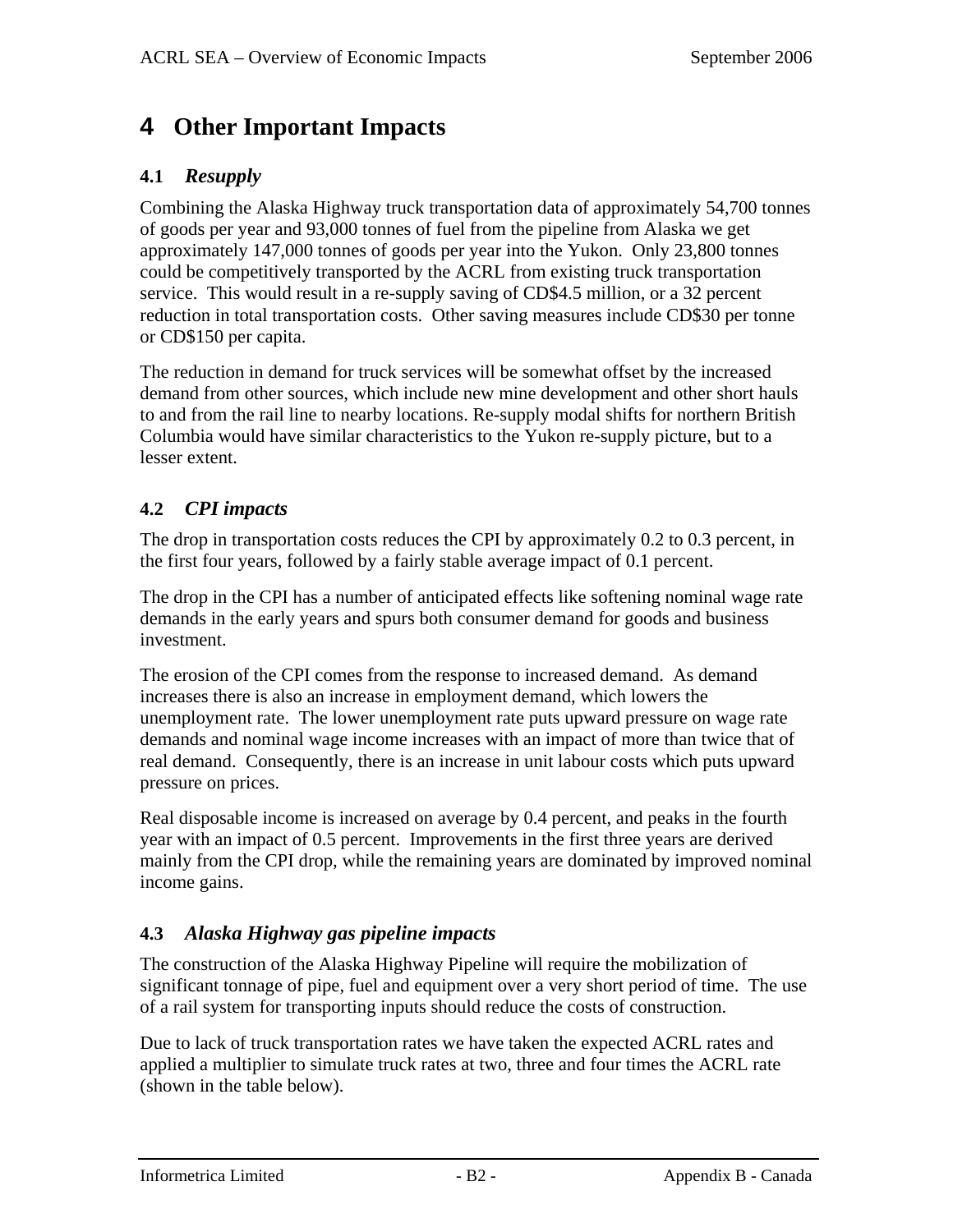# 4 Other Important Impacts

## 4.1 *Resupply*

Combining the Alaska Highway truck transportation data of approximately 54,700 tonnes of goods per year and 93,000 tonnes of fuel from the pipeline from Alaska we get approximately 147,000 tonnes of goods per year into the Yukon. Only 23,800 tonnes could be competitively transported by the ACRL from existing truck transportation service. This would result in a re-supply saving of CD$4.5 million, or a 32 percent reduction in total transportation costs. Other saving measures include CD$30 per tonne or CD$150 per capita.

The reduction in demand for truck services will be somewhat offset by the increased demand from other sources, which include new mine development and other short hauls to and from the rail line to nearby locations. Re-supply modal shifts for northern British Columbia would have similar characteristics to the Yukon re-supply picture, but to a lesser extent.

## 4.2 *CPI impacts*

The drop in transportation costs reduces the CPI by approximately 0.2 to 0.3 percent, in the first four years, followed by a fairly stable average impact of 0.1 percent.

The drop in the CPI has a number of anticipated effects like softening nominal wage rate demands in the early years and spurs both consumer demand for goods and business investment.

The erosion of the CPI comes from the response to increased demand. As demand increases there is also an increase in employment demand, which lowers the unemployment rate. The lower unemployment rate puts upward pressure on wage rate demands and nominal wage income increases with an impact of more than twice that of real demand. Consequently, there is an increase in unit labour costs which puts upward pressure on prices.

Real disposable income is increased on average by 0.4 percent, and peaks in the fourth year with an impact of 0.5 percent. Improvements in the first three years are derived mainly from the CPI drop, while the remaining years are dominated by improved nominal income gains.

## 4.3 *Alaska Highway gas pipeline impacts*

The construction of the Alaska Highway Pipeline will require the mobilization of significant tonnage of pipe, fuel and equipment over a very short period of time. The use of a rail system for transporting inputs should reduce the costs of construction.

Due to lack of truck transportation rates we have taken the expected ACRL rates and applied a multiplier to simulate truck rates at two, three and four times the ACRL rate (shown in the table below).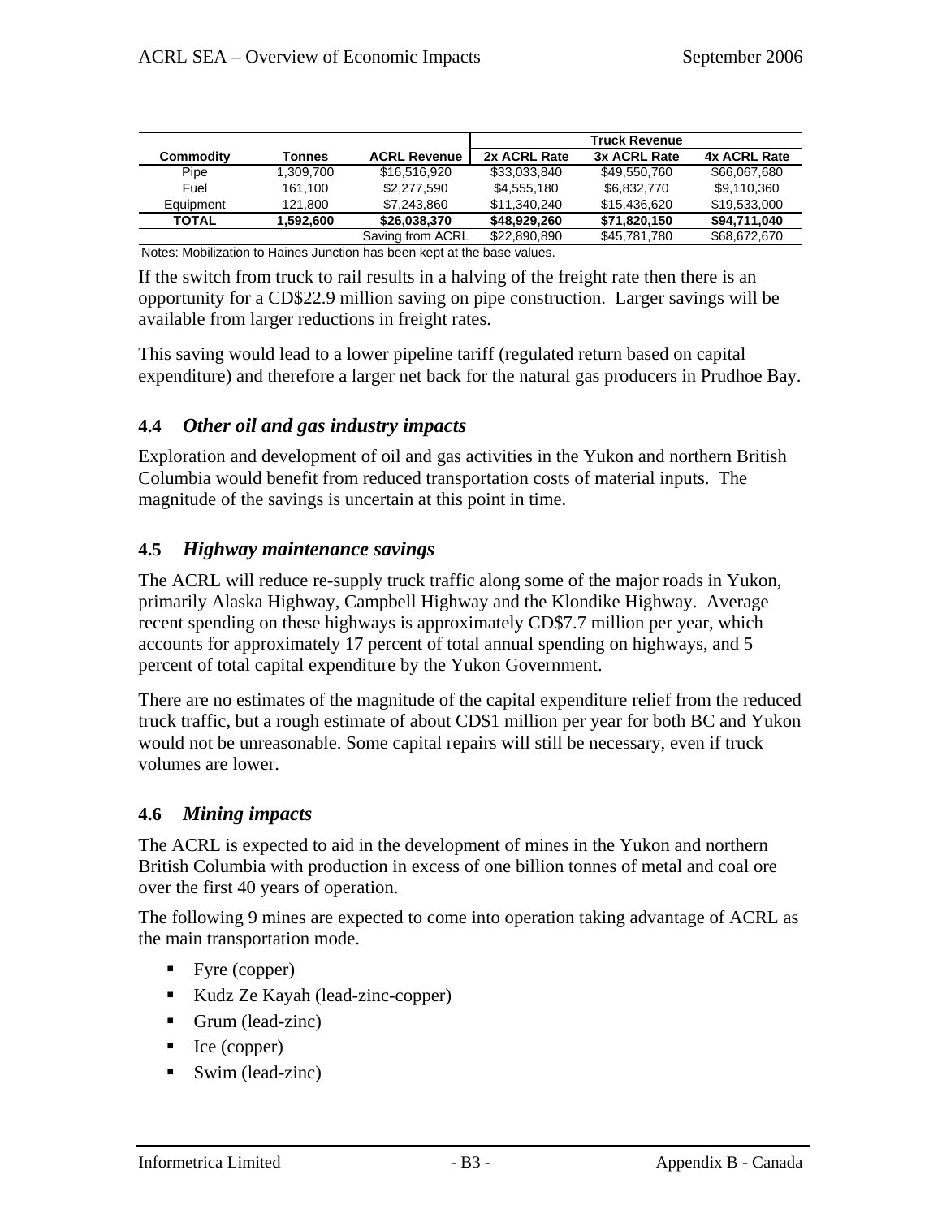| Commodity | Tonnes | ACRL Revenue | Truck Revenue | | |
|---|---|---|---|---|---|
| | | | 2x ACRL Rate | 3x ACRL Rate | 4x ACRL Rate |
| Pipe | 1,309,700 | $16,516,920 | $33,033,840 | $49,550,760 | $66,067,680 |
| Fuel | 161,100 | $2,277,590 | $4,555,180 | $6,832,770 | $9,110,360 |
| Equipment | 121,800 | $7,243,860 | $11,340,240 | $15,436,620 | $19,533,000 |
| **TOTAL** | **1,592,600** | **$26,038,370** | **$48,929,260** | **$71,820,150** | **$94,711,040** |
| | | Saving from ACRL | $22,890,890 | $45,781,780 | $68,672,670 |

Notes: Mobilization to Haines Junction has been kept at the base values.

If the switch from truck to rail results in a halving of the freight rate then there is an opportunity for a CD$22.9 million saving on pipe construction. Larger savings will be available from larger reductions in freight rates.

This saving would lead to a lower pipeline tariff (regulated return based on capital expenditure) and therefore a larger net back for the natural gas producers in Prudhoe Bay.

### 4.4 *Other oil and gas industry impacts*

Exploration and development of oil and gas activities in the Yukon and northern British Columbia would benefit from reduced transportation costs of material inputs. The magnitude of the savings is uncertain at this point in time.

### 4.5 *Highway maintenance savings*

The ACRL will reduce re-supply truck traffic along some of the major roads in Yukon, primarily Alaska Highway, Campbell Highway and the Klondike Highway. Average recent spending on these highways is approximately CD$7.7 million per year, which accounts for approximately 17 percent of total annual spending on highways, and 5 percent of total capital expenditure by the Yukon Government.

There are no estimates of the magnitude of the capital expenditure relief from the reduced truck traffic, but a rough estimate of about CD$1 million per year for both BC and Yukon would not be unreasonable. Some capital repairs will still be necessary, even if truck volumes are lower.

### 4.6 *Mining impacts*

The ACRL is expected to aid in the development of mines in the Yukon and northern British Columbia with production in excess of one billion tonnes of metal and coal ore over the first 40 years of operation.

The following 9 mines are expected to come into operation taking advantage of ACRL as the main transportation mode.

- Fyre (copper)
- Kudz Ze Kayah (lead-zinc-copper)
- Grum (lead-zinc)
- Ice (copper)
- Swim (lead-zinc)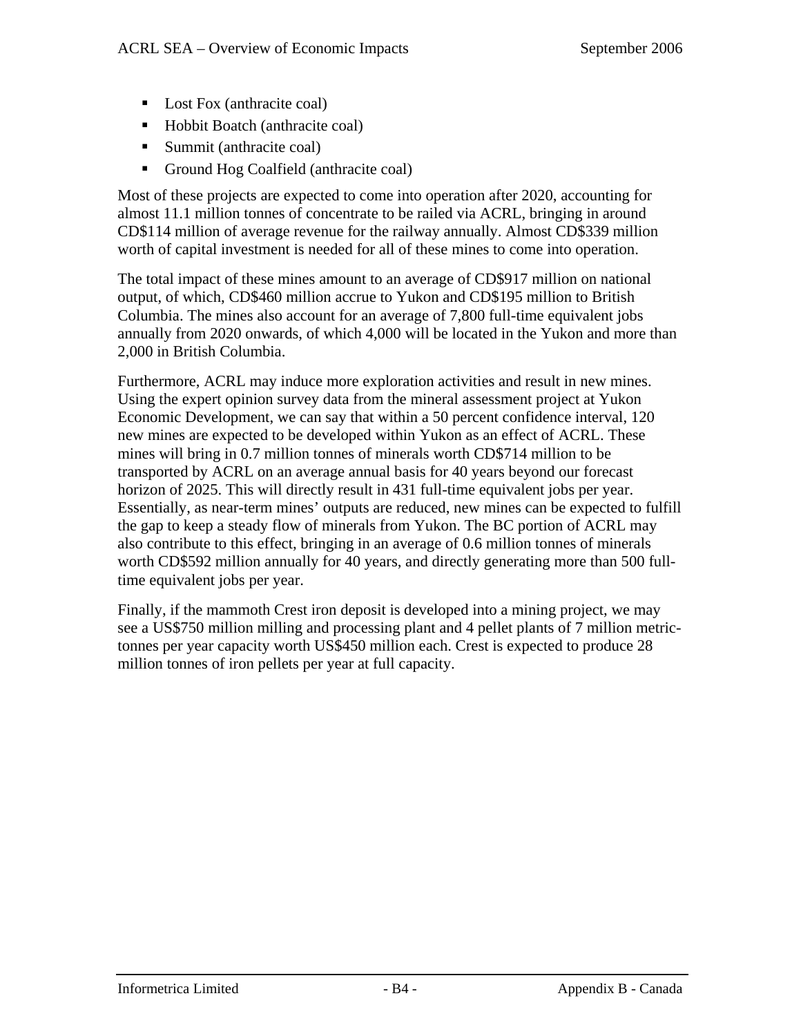- Lost Fox (anthracite coal)
- Hobbit Boatch (anthracite coal)
- Summit (anthracite coal)
- Ground Hog Coalfield (anthracite coal)

Most of these projects are expected to come into operation after 2020, accounting for almost 11.1 million tonnes of concentrate to be railed via ACRL, bringing in around CD$114 million of average revenue for the railway annually. Almost CD$339 million worth of capital investment is needed for all of these mines to come into operation.

The total impact of these mines amount to an average of CD$917 million on national output, of which, CD$460 million accrue to Yukon and CD$195 million to British Columbia. The mines also account for an average of 7,800 full-time equivalent jobs annually from 2020 onwards, of which 4,000 will be located in the Yukon and more than 2,000 in British Columbia.

Furthermore, ACRL may induce more exploration activities and result in new mines. Using the expert opinion survey data from the mineral assessment project at Yukon Economic Development, we can say that within a 50 percent confidence interval, 120 new mines are expected to be developed within Yukon as an effect of ACRL. These mines will bring in 0.7 million tonnes of minerals worth CD$714 million to be transported by ACRL on an average annual basis for 40 years beyond our forecast horizon of 2025. This will directly result in 431 full-time equivalent jobs per year. Essentially, as near-term mines' outputs are reduced, new mines can be expected to fulfill the gap to keep a steady flow of minerals from Yukon. The BC portion of ACRL may also contribute to this effect, bringing in an average of 0.6 million tonnes of minerals worth CD$592 million annually for 40 years, and directly generating more than 500 full-time equivalent jobs per year.

Finally, if the mammoth Crest iron deposit is developed into a mining project, we may see a US$750 million milling and processing plant and 4 pellet plants of 7 million metric-tonnes per year capacity worth US$450 million each. Crest is expected to produce 28 million tonnes of iron pellets per year at full capacity.